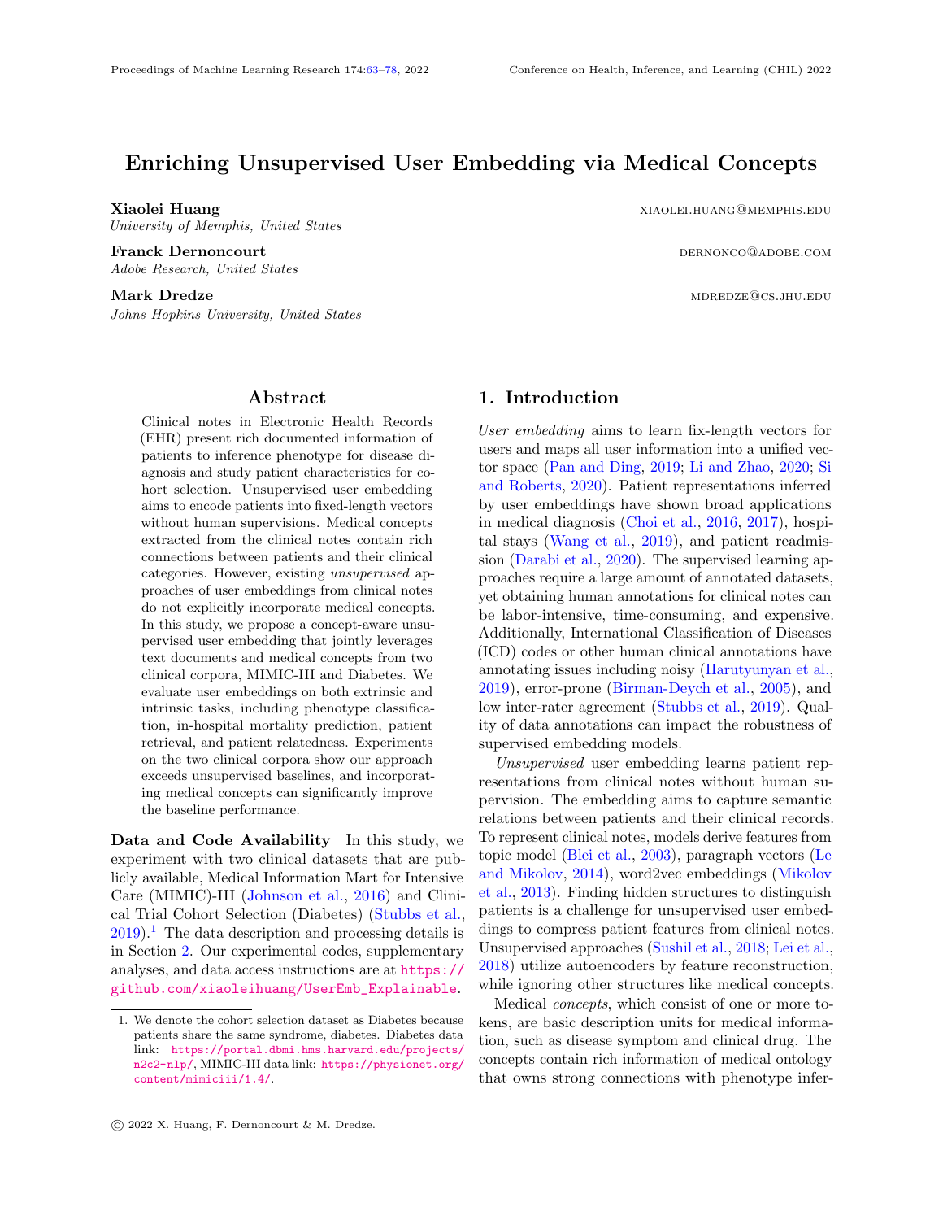# Enriching Unsupervised User Embedding via Medical Concepts

**Xiaolei Huang** xiaolei.huang@memphis.edu
*University of Memphis, United States*

**Franck Dernoncourt** dernonco@adobe.com
*Adobe Research, United States*

**Mark Dredze** mdredze@cs.jhu.edu
*Johns Hopkins University, United States*

## Abstract

Clinical notes in Electronic Health Records (EHR) present rich documented information of patients to inference phenotype for disease diagnosis and study patient characteristics for cohort selection. Unsupervised user embedding aims to encode patients into fixed-length vectors without human supervisions. Medical concepts extracted from the clinical notes contain rich connections between patients and their clinical categories. However, existing *unsupervised* approaches of user embeddings from clinical notes do not explicitly incorporate medical concepts. In this study, we propose a concept-aware unsupervised user embedding that jointly leverages text documents and medical concepts from two clinical corpora, MIMIC-III and Diabetes. We evaluate user embeddings on both extrinsic and intrinsic tasks, including phenotype classification, in-hospital mortality prediction, patient retrieval, and patient relatedness. Experiments on the two clinical corpora show our approach exceeds unsupervised baselines, and incorporating medical concepts can significantly improve the baseline performance.

**Data and Code Availability** In this study, we experiment with two clinical datasets that are publicly available, Medical Information Mart for Intensive Care (MIMIC)-III (Johnson et al., 2016) and Clinical Trial Cohort Selection (Diabetes) (Stubbs et al., 2019).[1] The data description and processing details is in Section 2. Our experimental codes, supplementary analyses, and data access instructions are at https://github.com/xiaoleihuang/UserEmb_Explainable.

## 1. Introduction

*User embedding* aims to learn fix-length vectors for users and maps all user information into a unified vector space (Pan and Ding, 2019; Li and Zhao, 2020; Si and Roberts, 2020). Patient representations inferred by user embeddings have shown broad applications in medical diagnosis (Choi et al., 2016, 2017), hospital stays (Wang et al., 2019), and patient readmission (Darabi et al., 2020). The supervised learning approaches require a large amount of annotated datasets, yet obtaining human annotations for clinical notes can be labor-intensive, time-consuming, and expensive. Additionally, International Classification of Diseases (ICD) codes or other human clinical annotations have annotating issues including noisy (Harutyunyan et al., 2019), error-prone (Birman-Deych et al., 2005), and low inter-rater agreement (Stubbs et al., 2019). Quality of data annotations can impact the robustness of supervised embedding models.

*Unsupervised* user embedding learns patient representations from clinical notes without human supervision. The embedding aims to capture semantic relations between patients and their clinical records. To represent clinical notes, models derive features from topic model (Blei et al., 2003), paragraph vectors (Le and Mikolov, 2014), word2vec embeddings (Mikolov et al., 2013). Finding hidden structures to distinguish patients is a challenge for unsupervised user embeddings to compress patient features from clinical notes. Unsupervised approaches (Sushil et al., 2018; Lei et al., 2018) utilize autoencoders by feature reconstruction, while ignoring other structures like medical concepts.

Medical *concepts*, which consist of one or more tokens, are basic description units for medical information, such as disease symptom and clinical drug. The concepts contain rich information of medical ontology that owns strong connections with phenotype infer-

1. We denote the cohort selection dataset as Diabetes because patients share the same syndrome, diabetes. Diabetes data link: https://portal.dbmi.hms.harvard.edu/projects/n2c2-nlp/, MIMIC-III data link: https://physionet.org/content/mimiciii/1.4/.

© 2022 X. Huang, F. Dernoncourt & M. Dredze.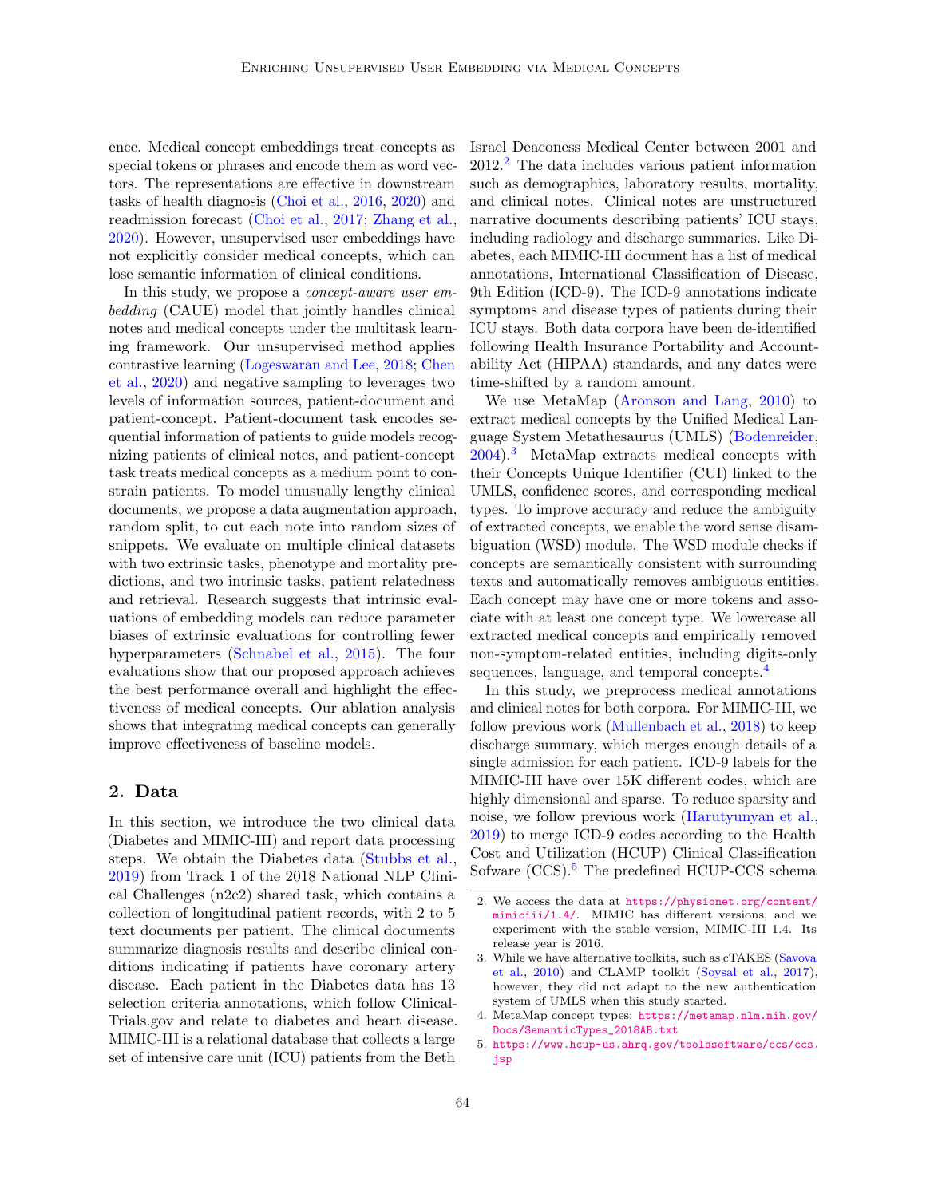ence. Medical concept embeddings treat concepts as special tokens or phrases and encode them as word vectors. The representations are effective in downstream tasks of health diagnosis (Choi et al., 2016, 2020) and readmission forecast (Choi et al., 2017; Zhang et al., 2020). However, unsupervised user embeddings have not explicitly consider medical concepts, which can lose semantic information of clinical conditions.

In this study, we propose a *concept-aware user embedding* (CAUE) model that jointly handles clinical notes and medical concepts under the multitask learning framework. Our unsupervised method applies contrastive learning (Logeswaran and Lee, 2018; Chen et al., 2020) and negative sampling to leverages two levels of information sources, patient-document and patient-concept. Patient-document task encodes sequential information of patients to guide models recognizing patients of clinical notes, and patient-concept task treats medical concepts as a medium point to constrain patients. To model unusually lengthy clinical documents, we propose a data augmentation approach, random split, to cut each note into random sizes of snippets. We evaluate on multiple clinical datasets with two extrinsic tasks, phenotype and mortality predictions, and two intrinsic tasks, patient relatedness and retrieval. Research suggests that intrinsic evaluations of embedding models can reduce parameter biases of extrinsic evaluations for controlling fewer hyperparameters (Schnabel et al., 2015). The four evaluations show that our proposed approach achieves the best performance overall and highlight the effectiveness of medical concepts. Our ablation analysis shows that integrating medical concepts can generally improve effectiveness of baseline models.

## 2. Data

In this section, we introduce the two clinical data (Diabetes and MIMIC-III) and report data processing steps. We obtain the Diabetes data (Stubbs et al., 2019) from Track 1 of the 2018 National NLP Clinical Challenges (n2c2) shared task, which contains a collection of longitudinal patient records, with 2 to 5 text documents per patient. The clinical documents summarize diagnosis results and describe clinical conditions indicating if patients have coronary artery disease. Each patient in the Diabetes data has 13 selection criteria annotations, which follow ClinicalTrials.gov and relate to diabetes and heart disease. MIMIC-III is a relational database that collects a large set of intensive care unit (ICU) patients from the Beth Israel Deaconess Medical Center between 2001 and 2012.[2] The data includes various patient information such as demographics, laboratory results, mortality, and clinical notes. Clinical notes are unstructured narrative documents describing patients' ICU stays, including radiology and discharge summaries. Like Diabetes, each MIMIC-III document has a list of medical annotations, International Classification of Disease, 9th Edition (ICD-9). The ICD-9 annotations indicate symptoms and disease types of patients during their ICU stays. Both data corpora have been de-identified following Health Insurance Portability and Accountability Act (HIPAA) standards, and any dates were time-shifted by a random amount.

We use MetaMap (Aronson and Lang, 2010) to extract medical concepts by the Unified Medical Language System Metathesaurus (UMLS) (Bodenreider, 2004).[3] MetaMap extracts medical concepts with their Concepts Unique Identifier (CUI) linked to the UMLS, confidence scores, and corresponding medical types. To improve accuracy and reduce the ambiguity of extracted concepts, we enable the word sense disambiguation (WSD) module. The WSD module checks if concepts are semantically consistent with surrounding texts and automatically removes ambiguous entities. Each concept may have one or more tokens and associate with at least one concept type. We lowercase all extracted medical concepts and empirically removed non-symptom-related entities, including digits-only sequences, language, and temporal concepts.[4]

In this study, we preprocess medical annotations and clinical notes for both corpora. For MIMIC-III, we follow previous work (Mullenbach et al., 2018) to keep discharge summary, which merges enough details of a single admission for each patient. ICD-9 labels for the MIMIC-III have over 15K different codes, which are highly dimensional and sparse. To reduce sparsity and noise, we follow previous work (Harutyunyan et al., 2019) to merge ICD-9 codes according to the Health Cost and Utilization (HCUP) Clinical Classification Sofware (CCS).[5] The predefined HCUP-CCS schema

2. We access the data at https://physionet.org/content/mimiciii/1.4/. MIMIC has different versions, and we experiment with the stable version, MIMIC-III 1.4. Its release year is 2016.
3. While we have alternative toolkits, such as cTAKES (Savova et al., 2010) and CLAMP toolkit (Soysal et al., 2017), however, they did not adapt to the new authentication system of UMLS when this study started.
4. MetaMap concept types: https://metamap.nlm.nih.gov/Docs/SemanticTypes_2018AB.txt
5. https://www.hcup-us.ahrq.gov/toolssoftware/ccs/ccs.jsp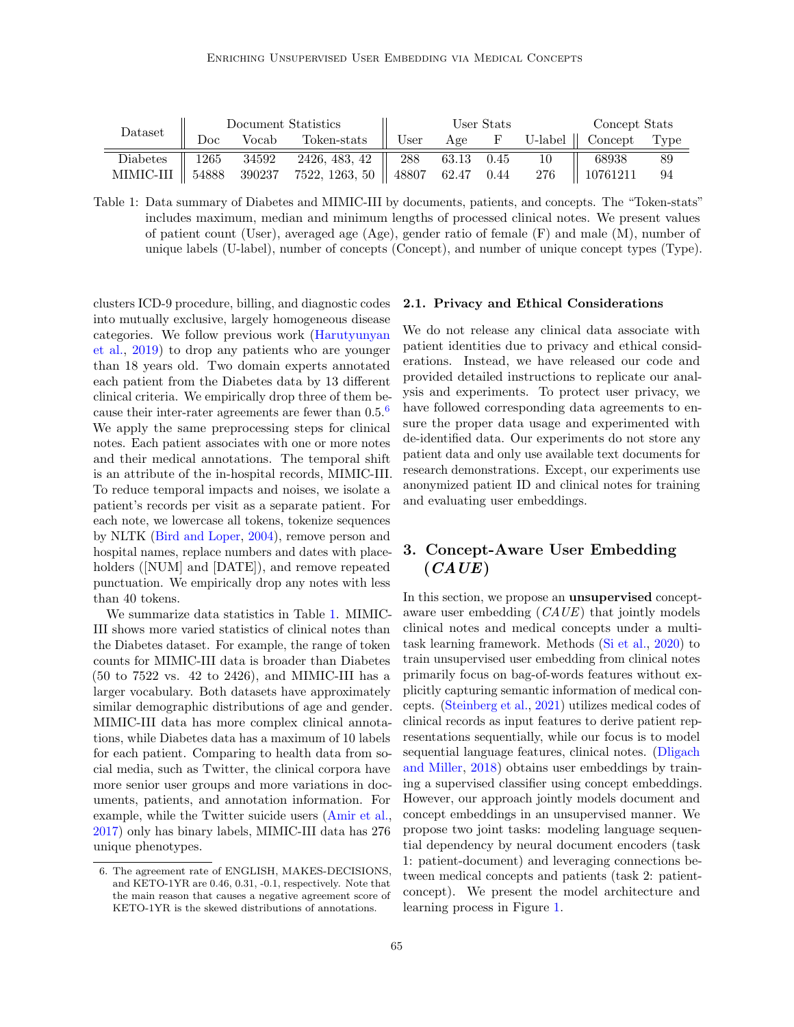| Dataset | Document Statistics | | | User Stats | | | | Concept Stats | |
|---|---|---|---|---|---|---|---|---|---|
| | Doc | Vocab | Token-stats | User | Age | F | U-label | Concept | Type |
| Diabetes | 1265 | 34592 | 2426, 483, 42 | 288 | 63.13 | 0.45 | 10 | 68938 | 89 |
| MIMIC-III | 54888 | 390237 | 7522, 1263, 50 | 48807 | 62.47 | 0.44 | 276 | 10761211 | 94 |

Table 1: Data summary of Diabetes and MIMIC-III by documents, patients, and concepts. The "Token-stats" includes maximum, median and minimum lengths of processed clinical notes. We present values of patient count (User), averaged age (Age), gender ratio of female (F) and male (M), number of unique labels (U-label), number of concepts (Concept), and number of unique concept types (Type).

clusters ICD-9 procedure, billing, and diagnostic codes into mutually exclusive, largely homogeneous disease categories. We follow previous work (Harutyunyan et al., 2019) to drop any patients who are younger than 18 years old. Two domain experts annotated each patient from the Diabetes data by 13 different clinical criteria. We empirically drop three of them because their inter-rater agreements are fewer than 0.5.[6] We apply the same preprocessing steps for clinical notes. Each patient associates with one or more notes and their medical annotations. The temporal shift is an attribute of the in-hospital records, MIMIC-III. To reduce temporal impacts and noises, we isolate a patient's records per visit as a separate patient. For each note, we lowercase all tokens, tokenize sequences by NLTK (Bird and Loper, 2004), remove person and hospital names, replace numbers and dates with placeholders ([NUM] and [DATE]), and remove repeated punctuation. We empirically drop any notes with less than 40 tokens.

We summarize data statistics in Table 1. MIMIC-III shows more varied statistics of clinical notes than the Diabetes dataset. For example, the range of token counts for MIMIC-III data is broader than Diabetes (50 to 7522 vs. 42 to 2426), and MIMIC-III has a larger vocabulary. Both datasets have approximately similar demographic distributions of age and gender. MIMIC-III data has more complex clinical annotations, while Diabetes data has a maximum of 10 labels for each patient. Comparing to health data from social media, such as Twitter, the clinical corpora have more senior user groups and more variations in documents, patients, and annotation information. For example, while the Twitter suicide users (Amir et al., 2017) only has binary labels, MIMIC-III data has 276 unique phenotypes.

6. The agreement rate of ENGLISH, MAKES-DECISIONS, and KETO-1YR are 0.46, 0.31, -0.1, respectively. Note that the main reason that causes a negative agreement score of KETO-1YR is the skewed distributions of annotations.

### 2.1. Privacy and Ethical Considerations

We do not release any clinical data associate with patient identities due to privacy and ethical considerations. Instead, we have released our code and provided detailed instructions to replicate our analysis and experiments. To protect user privacy, we have followed corresponding data agreements to ensure the proper data usage and experimented with de-identified data. Our experiments do not store any patient data and only use available text documents for research demonstrations. Except, our experiments use anonymized patient ID and clinical notes for training and evaluating user embeddings.

## 3. Concept-Aware User Embedding (*CAUE*)

In this section, we propose an **unsupervised** concept-aware user embedding (*CAUE*) that jointly models clinical notes and medical concepts under a multi-task learning framework. Methods (Si et al., 2020) to train unsupervised user embedding from clinical notes primarily focus on bag-of-words features without explicitly capturing semantic information of medical concepts. (Steinberg et al., 2021) utilizes medical codes of clinical records as input features to derive patient representations sequentially, while our focus is to model sequential language features, clinical notes. (Dligach and Miller, 2018) obtains user embeddings by training a supervised classifier using concept embeddings. However, our approach jointly models document and concept embeddings in an unsupervised manner. We propose two joint tasks: modeling language sequential dependency by neural document encoders (task 1: patient-document) and leveraging connections between medical concepts and patients (task 2: patient-concept). We present the model architecture and learning process in Figure 1.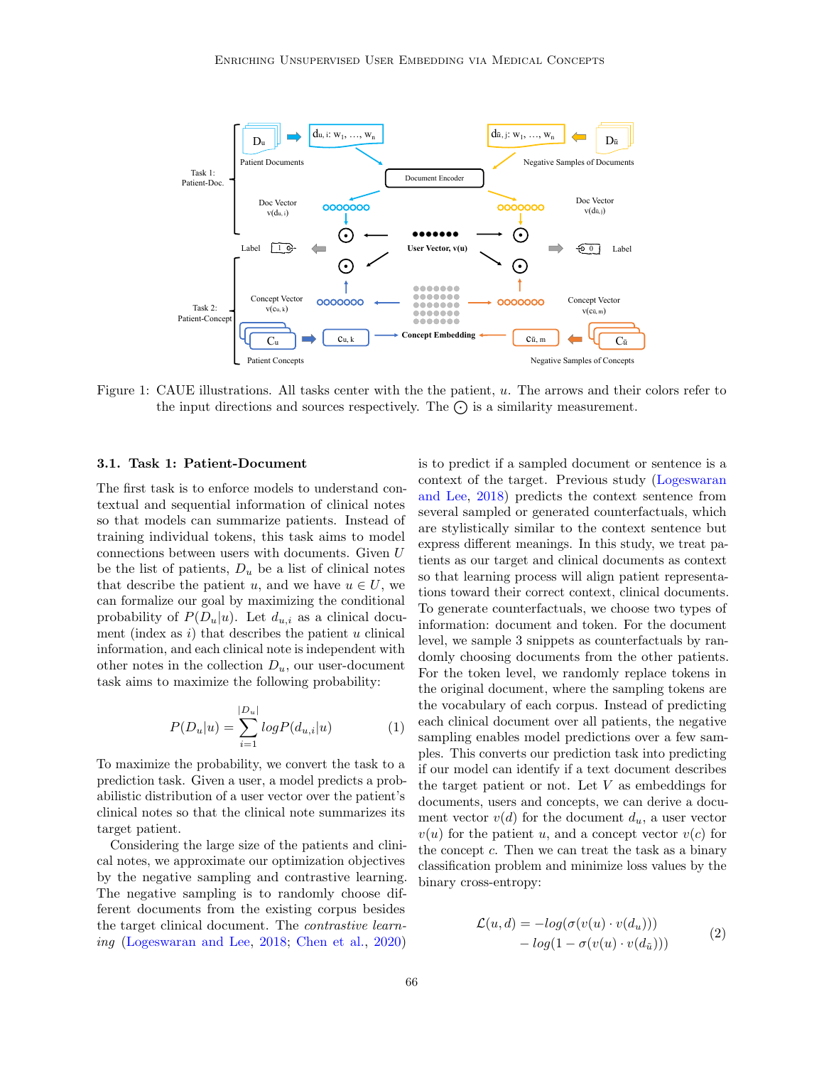Figure 1: CAUE illustrations. All tasks center with the the patient, $u$. The arrows and their colors refer to the input directions and sources respectively. The $\odot$ is a similarity measurement.

### 3.1. Task 1: Patient-Document

The first task is to enforce models to understand contextual and sequential information of clinical notes so that models can summarize patients. Instead of training individual tokens, this task aims to model connections between users with documents. Given $U$ be the list of patients, $D_u$ be a list of clinical notes that describe the patient $u$, and we have $u \in U$, we can formalize our goal by maximizing the conditional probability of $P(D_u|u)$. Let $d_{u,i}$ as a clinical document (index as $i$) that describes the patient $u$ clinical information, and each clinical note is independent with other notes in the collection $D_u$, our user-document task aims to maximize the following probability:

$$P(D_u|u) = \sum_{i=1}^{|D_u|} logP(d_{u,i}|u) \tag{1}$$

To maximize the probability, we convert the task to a prediction task. Given a user, a model predicts a probabilistic distribution of a user vector over the patient's clinical notes so that the clinical note summarizes its target patient.

Considering the large size of the patients and clinical notes, we approximate our optimization objectives by the negative sampling and contrastive learning. The negative sampling is to randomly choose different documents from the existing corpus besides the target clinical document. The *contrastive learning* (Logeswaran and Lee, 2018; Chen et al., 2020) is to predict if a sampled document or sentence is a context of the target. Previous study (Logeswaran and Lee, 2018) predicts the context sentence from several sampled or generated counterfactuals, which are stylistically similar to the context sentence but express different meanings. In this study, we treat patients as our target and clinical documents as context so that learning process will align patient representations toward their correct context, clinical documents. To generate counterfactuals, we choose two types of information: document and token. For the document level, we sample 3 snippets as counterfactuals by randomly choosing documents from the other patients. For the token level, we randomly replace tokens in the original document, where the sampling tokens are the vocabulary of each corpus. Instead of predicting each clinical document over all patients, the negative sampling enables model predictions over a few samples. This converts our prediction task into predicting if our model can identify if a text document describes the target patient or not. Let $V$ as embeddings for documents, users and concepts, we can derive a document vector $v(d)$ for the document $d_u$, a user vector $v(u)$ for the patient $u$, and a concept vector $v(c)$ for the concept $c$. Then we can treat the task as a binary classification problem and minimize loss values by the binary cross-entropy:

$$\begin{aligned} \mathcal{L}(u, d) = & -log(\sigma(v(u) \cdot v(d_u))) \\ & - log(1 - \sigma(v(u) \cdot v(d_{\tilde{u}}))) \end{aligned} \tag{2}$$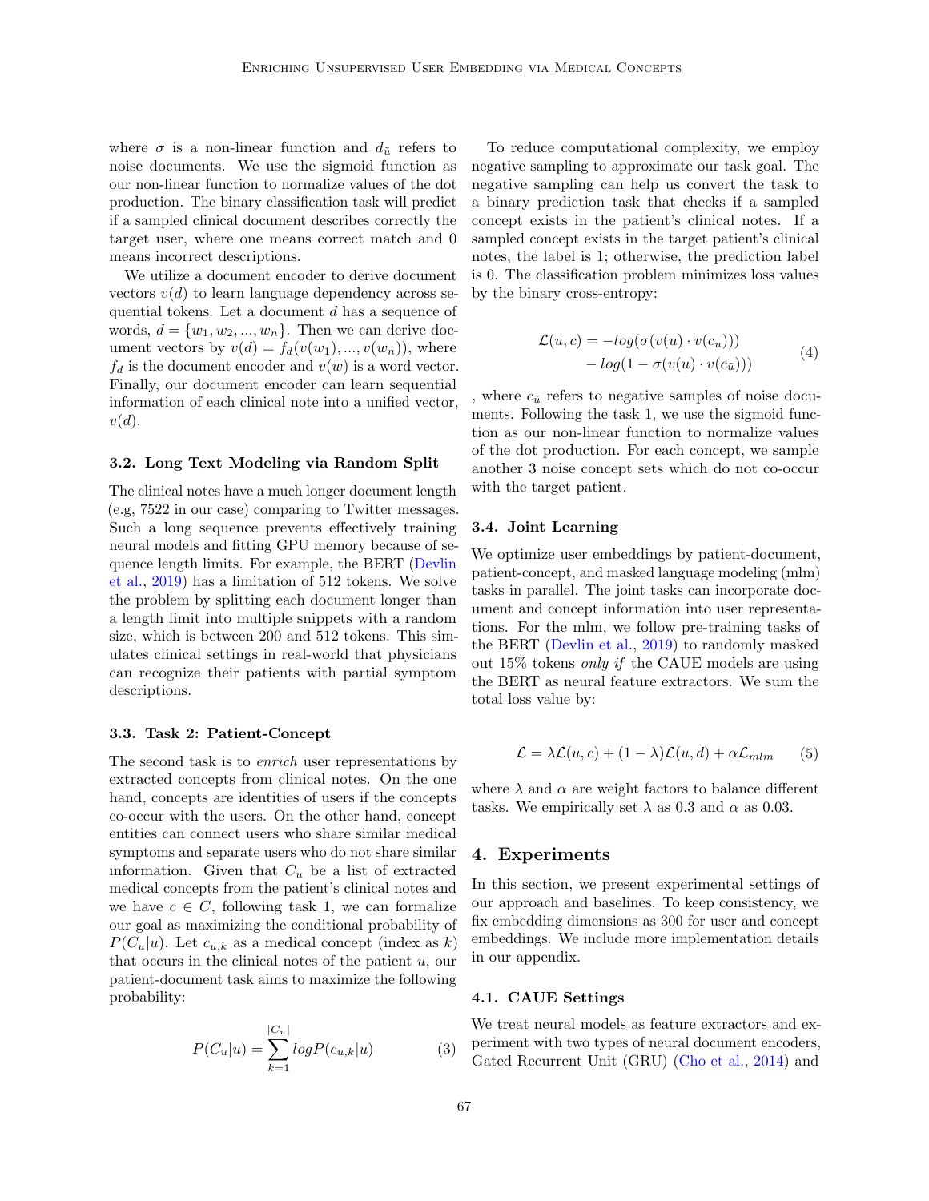where $\sigma$ is a non-linear function and $d_{\tilde{u}}$ refers to noise documents. We use the sigmoid function as our non-linear function to normalize values of the dot production. The binary classification task will predict if a sampled clinical document describes correctly the target user, where one means correct match and 0 means incorrect descriptions.

We utilize a document encoder to derive document vectors $v(d)$ to learn language dependency across sequential tokens. Let a document $d$ has a sequence of words, $d = \{w_1, w_2, ..., w_n\}$. Then we can derive document vectors by $v(d) = f_d(v(w_1), ..., v(w_n))$, where $f_d$ is the document encoder and $v(w)$ is a word vector. Finally, our document encoder can learn sequential information of each clinical note into a unified vector, $v(d)$.

### 3.2. Long Text Modeling via Random Split

The clinical notes have a much longer document length (e.g, 7522 in our case) comparing to Twitter messages. Such a long sequence prevents effectively training neural models and fitting GPU memory because of sequence length limits. For example, the BERT (Devlin et al., 2019) has a limitation of 512 tokens. We solve the problem by splitting each document longer than a length limit into multiple snippets with a random size, which is between 200 and 512 tokens. This simulates clinical settings in real-world that physicians can recognize their patients with partial symptom descriptions.

### 3.3. Task 2: Patient-Concept

The second task is to *enrich* user representations by extracted concepts from clinical notes. On the one hand, concepts are identities of users if the concepts co-occur with the users. On the other hand, concept entities can connect users who share similar medical symptoms and separate users who do not share similar information. Given that $C_u$ be a list of extracted medical concepts from the patient's clinical notes and we have $c \in C$, following task 1, we can formalize our goal as maximizing the conditional probability of $P(C_u|u)$. Let $c_{u,k}$ as a medical concept (index as $k$) that occurs in the clinical notes of the patient $u$, our patient-document task aims to maximize the following probability:

$$P(C_u|u) = \sum_{k=1}^{|C_u|} logP(c_{u,k}|u) \tag{3}$$

To reduce computational complexity, we employ negative sampling to approximate our task goal. The negative sampling can help us convert the task to a binary prediction task that checks if a sampled concept exists in the patient's clinical notes. If a sampled concept exists in the target patient's clinical notes, the label is 1; otherwise, the prediction label is 0. The classification problem minimizes loss values by the binary cross-entropy:

$$\begin{aligned}\mathcal{L}(u, c) = &-log(\sigma(v(u) \cdot v(c_u))) \\ &- log(1 - \sigma(v(u) \cdot v(c_{\tilde{u}})))\end{aligned} \tag{4}$$

, where $c_{\tilde{u}}$ refers to negative samples of noise documents. Following the task 1, we use the sigmoid function as our non-linear function to normalize values of the dot production. For each concept, we sample another 3 noise concept sets which do not co-occur with the target patient.

### 3.4. Joint Learning

We optimize user embeddings by patient-document, patient-concept, and masked language modeling (mlm) tasks in parallel. The joint tasks can incorporate document and concept information into user representations. For the mlm, we follow pre-training tasks of the BERT (Devlin et al., 2019) to randomly masked out 15% tokens *only if* the CAUE models are using the BERT as neural feature extractors. We sum the total loss value by:

$$\mathcal{L} = \lambda\mathcal{L}(u, c) + (1 - \lambda)\mathcal{L}(u, d) + \alpha\mathcal{L}_{mlm} \tag{5}$$

where $\lambda$ and $\alpha$ are weight factors to balance different tasks. We empirically set $\lambda$ as 0.3 and $\alpha$ as 0.03.

## 4. Experiments

In this section, we present experimental settings of our approach and baselines. To keep consistency, we fix embedding dimensions as 300 for user and concept embeddings. We include more implementation details in our appendix.

### 4.1. CAUE Settings

We treat neural models as feature extractors and experiment with two types of neural document encoders, Gated Recurrent Unit (GRU) (Cho et al., 2014) and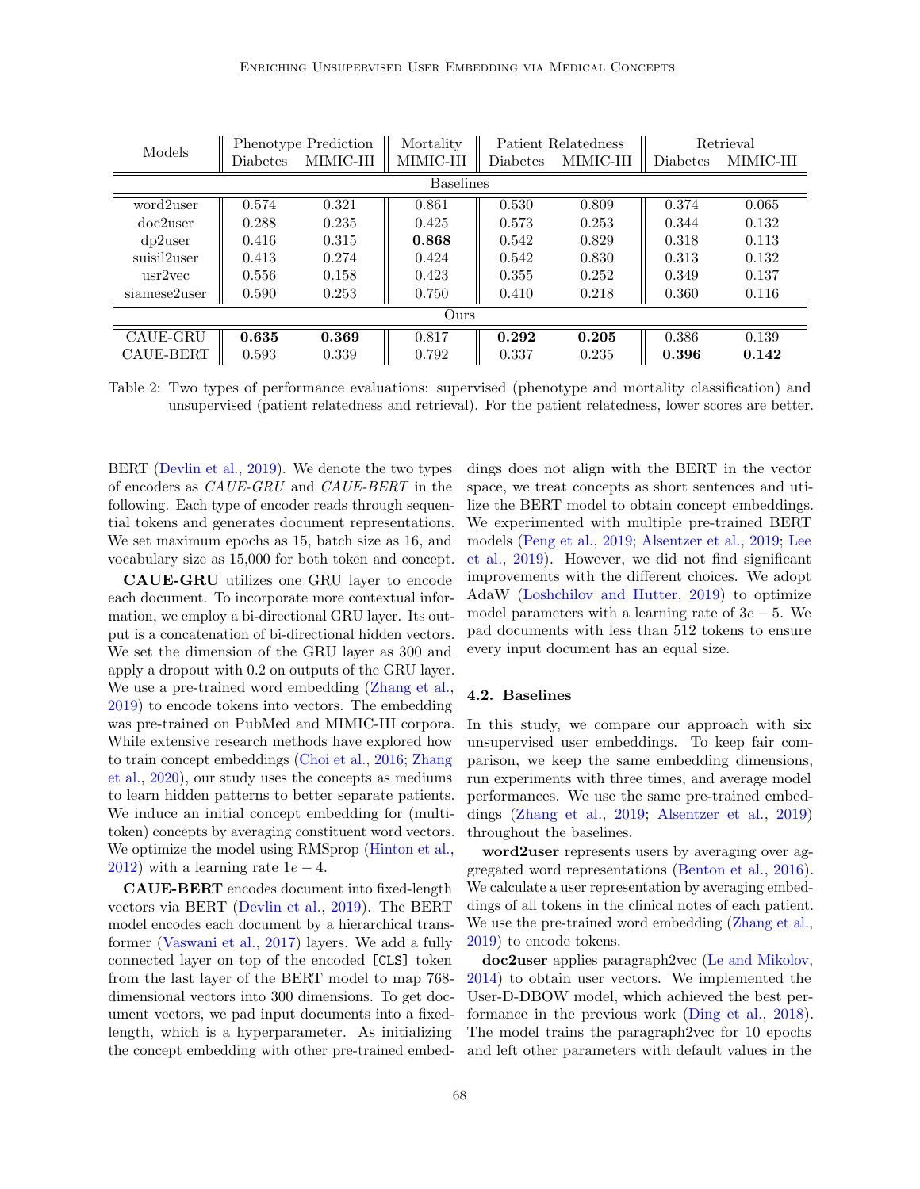| Models | Phenotype Prediction | | Mortality | Patient Relatedness | | Retrieval | |
|---|---|---|---|---|---|---|---|
| | Diabetes | MIMIC-III | MIMIC-III | Diabetes | MIMIC-III | Diabetes | MIMIC-III |
| Baselines | | | | | | | |
| word2user | 0.574 | 0.321 | 0.861 | 0.530 | 0.809 | 0.374 | 0.065 |
| doc2user | 0.288 | 0.235 | 0.425 | 0.573 | 0.253 | 0.344 | 0.132 |
| dp2user | 0.416 | 0.315 | **0.868** | 0.542 | 0.829 | 0.318 | 0.113 |
| suisil2user | 0.413 | 0.274 | 0.424 | 0.542 | 0.830 | 0.313 | 0.132 |
| usr2vec | 0.556 | 0.158 | 0.423 | 0.355 | 0.252 | 0.349 | 0.137 |
| siamese2user | 0.590 | 0.253 | 0.750 | 0.410 | 0.218 | 0.360 | 0.116 |
| Ours | | | | | | | |
| CAUE-GRU | **0.635** | **0.369** | 0.817 | **0.292** | **0.205** | 0.386 | 0.139 |
| CAUE-BERT | 0.593 | 0.339 | 0.792 | 0.337 | 0.235 | **0.396** | **0.142** |

Table 2: Two types of performance evaluations: supervised (phenotype and mortality classification) and unsupervised (patient relatedness and retrieval). For the patient relatedness, lower scores are better.

BERT (Devlin et al., 2019). We denote the two types of encoders as *CAUE-GRU* and *CAUE-BERT* in the following. Each type of encoder reads through sequential tokens and generates document representations. We set maximum epochs as 15, batch size as 16, and vocabulary size as 15,000 for both token and concept.

**CAUE-GRU** utilizes one GRU layer to encode each document. To incorporate more contextual information, we employ a bi-directional GRU layer. Its output is a concatenation of bi-directional hidden vectors. We set the dimension of the GRU layer as 300 and apply a dropout with 0.2 on outputs of the GRU layer. We use a pre-trained word embedding (Zhang et al., 2019) to encode tokens into vectors. The embedding was pre-trained on PubMed and MIMIC-III corpora. While extensive research methods have explored how to train concept embeddings (Choi et al., 2016; Zhang et al., 2020), our study uses the concepts as mediums to learn hidden patterns to better separate patients. We induce an initial concept embedding for (multi-token) concepts by averaging constituent word vectors. We optimize the model using RMSprop (Hinton et al., 2012) with a learning rate $1e-4$.

**CAUE-BERT** encodes document into fixed-length vectors via BERT (Devlin et al., 2019). The BERT model encodes each document by a hierarchical transformer (Vaswani et al., 2017) layers. We add a fully connected layer on top of the encoded `[CLS]` token from the last layer of the BERT model to map 768-dimensional vectors into 300 dimensions. To get document vectors, we pad input documents into a fixed-length, which is a hyperparameter. As initializing the concept embedding with other pre-trained embeddings does not align with the BERT in the vector space, we treat concepts as short sentences and utilize the BERT model to obtain concept embeddings. We experimented with multiple pre-trained BERT models (Peng et al., 2019; Alsentzer et al., 2019; Lee et al., 2019). However, we did not find significant improvements with the different choices. We adopt AdaW (Loshchilov and Hutter, 2019) to optimize model parameters with a learning rate of $3e-5$. We pad documents with less than 512 tokens to ensure every input document has an equal size.

### 4.2. Baselines

In this study, we compare our approach with six unsupervised user embeddings. To keep fair comparison, we keep the same embedding dimensions, run experiments with three times, and average model performances. We use the same pre-trained embeddings (Zhang et al., 2019; Alsentzer et al., 2019) throughout the baselines.

**word2user** represents users by averaging over aggregated word representations (Benton et al., 2016). We calculate a user representation by averaging embeddings of all tokens in the clinical notes of each patient. We use the pre-trained word embedding (Zhang et al., 2019) to encode tokens.

**doc2user** applies paragraph2vec (Le and Mikolov, 2014) to obtain user vectors. We implemented the User-D-DBOW model, which achieved the best performance in the previous work (Ding et al., 2018). The model trains the paragraph2vec for 10 epochs and left other parameters with default values in the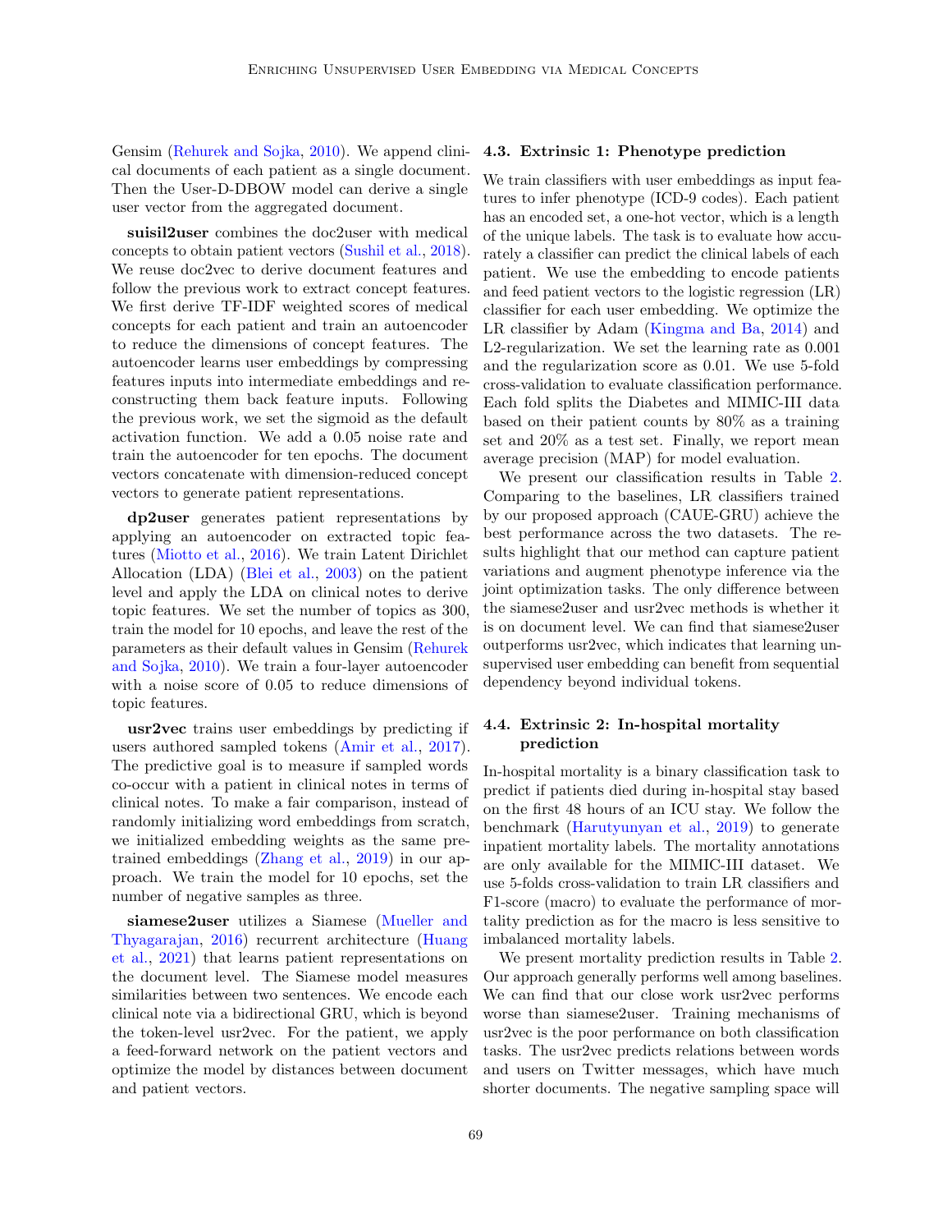Gensim (Rehurek and Sojka, 2010). We append clinical documents of each patient as a single document. Then the User-D-DBOW model can derive a single user vector from the aggregated document.

**suisil2user** combines the doc2user with medical concepts to obtain patient vectors (Sushil et al., 2018). We reuse doc2vec to derive document features and follow the previous work to extract concept features. We first derive TF-IDF weighted scores of medical concepts for each patient and train an autoencoder to reduce the dimensions of concept features. The autoencoder learns user embeddings by compressing features inputs into intermediate embeddings and reconstructing them back feature inputs. Following the previous work, we set the sigmoid as the default activation function. We add a 0.05 noise rate and train the autoencoder for ten epochs. The document vectors concatenate with dimension-reduced concept vectors to generate patient representations.

**dp2user** generates patient representations by applying an autoencoder on extracted topic features (Miotto et al., 2016). We train Latent Dirichlet Allocation (LDA) (Blei et al., 2003) on the patient level and apply the LDA on clinical notes to derive topic features. We set the number of topics as 300, train the model for 10 epochs, and leave the rest of the parameters as their default values in Gensim (Rehurek and Sojka, 2010). We train a four-layer autoencoder with a noise score of 0.05 to reduce dimensions of topic features.

**usr2vec** trains user embeddings by predicting if users authored sampled tokens (Amir et al., 2017). The predictive goal is to measure if sampled words co-occur with a patient in clinical notes in terms of clinical notes. To make a fair comparison, instead of randomly initializing word embeddings from scratch, we initialized embedding weights as the same pre-trained embeddings (Zhang et al., 2019) in our approach. We train the model for 10 epochs, set the number of negative samples as three.

**siamese2user** utilizes a Siamese (Mueller and Thyagarajan, 2016) recurrent architecture (Huang et al., 2021) that learns patient representations on the document level. The Siamese model measures similarities between two sentences. We encode each clinical note via a bidirectional GRU, which is beyond the token-level usr2vec. For the patient, we apply a feed-forward network on the patient vectors and optimize the model by distances between document and patient vectors.

### 4.3. Extrinsic 1: Phenotype prediction

We train classifiers with user embeddings as input features to infer phenotype (ICD-9 codes). Each patient has an encoded set, a one-hot vector, which is a length of the unique labels. The task is to evaluate how accurately a classifier can predict the clinical labels of each patient. We use the embedding to encode patients and feed patient vectors to the logistic regression (LR) classifier for each user embedding. We optimize the LR classifier by Adam (Kingma and Ba, 2014) and L2-regularization. We set the learning rate as 0.001 and the regularization score as 0.01. We use 5-fold cross-validation to evaluate classification performance. Each fold splits the Diabetes and MIMIC-III data based on their patient counts by 80% as a training set and 20% as a test set. Finally, we report mean average precision (MAP) for model evaluation.

We present our classification results in Table 2. Comparing to the baselines, LR classifiers trained by our proposed approach (CAUE-GRU) achieve the best performance across the two datasets. The results highlight that our method can capture patient variations and augment phenotype inference via the joint optimization tasks. The only difference between the siamese2user and usr2vec methods is whether it is on document level. We can find that siamese2user outperforms usr2vec, which indicates that learning unsupervised user embedding can benefit from sequential dependency beyond individual tokens.

### 4.4. Extrinsic 2: In-hospital mortality prediction

In-hospital mortality is a binary classification task to predict if patients died during in-hospital stay based on the first 48 hours of an ICU stay. We follow the benchmark (Harutyunyan et al., 2019) to generate inpatient mortality labels. The mortality annotations are only available for the MIMIC-III dataset. We use 5-folds cross-validation to train LR classifiers and F1-score (macro) to evaluate the performance of mortality prediction as for the macro is less sensitive to imbalanced mortality labels.

We present mortality prediction results in Table 2. Our approach generally performs well among baselines. We can find that our close work usr2vec performs worse than siamese2user. Training mechanisms of usr2vec is the poor performance on both classification tasks. The usr2vec predicts relations between words and users on Twitter messages, which have much shorter documents. The negative sampling space will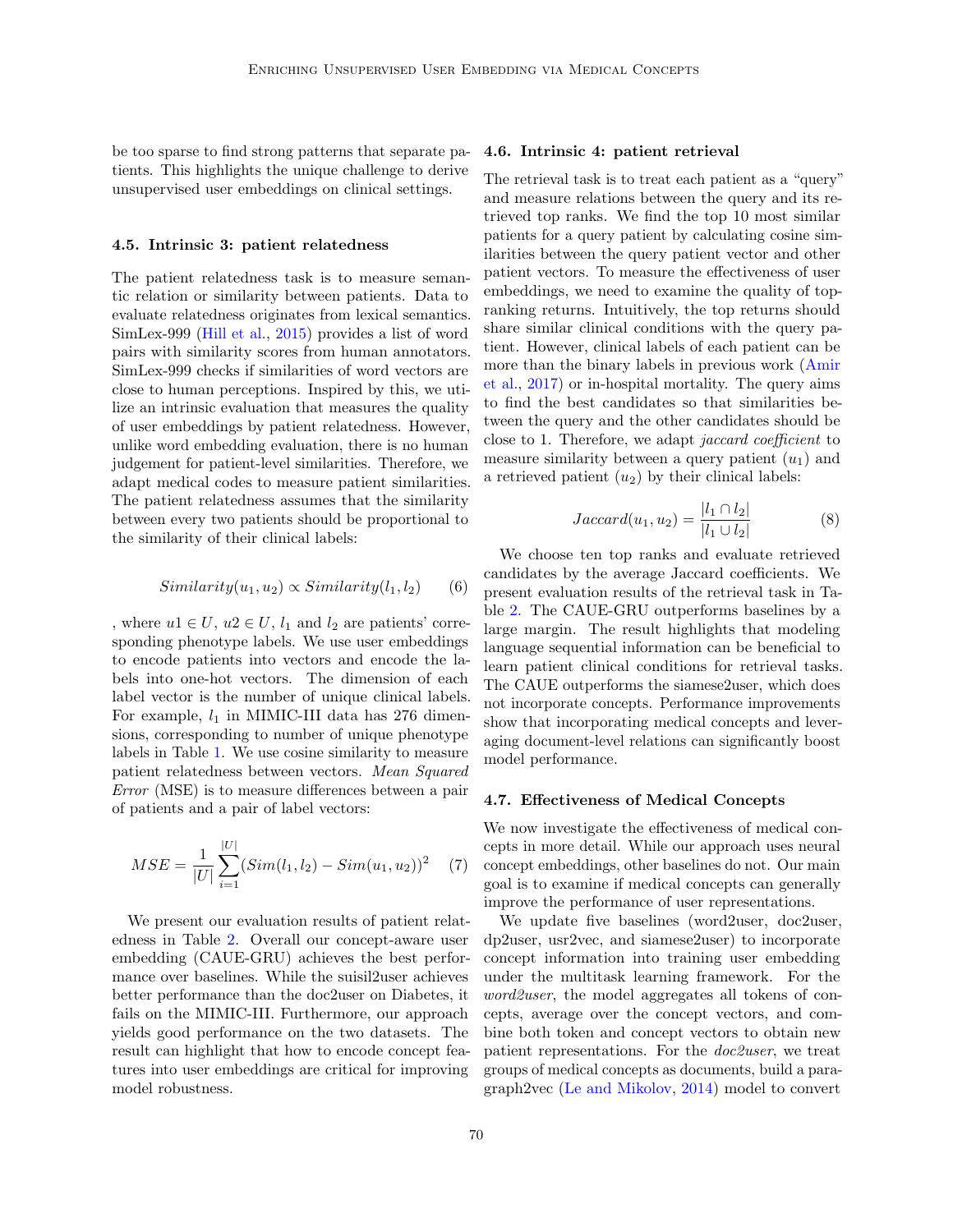be too sparse to find strong patterns that separate patients. This highlights the unique challenge to derive unsupervised user embeddings on clinical settings.

### 4.5. Intrinsic 3: patient relatedness

The patient relatedness task is to measure semantic relation or similarity between patients. Data to evaluate relatedness originates from lexical semantics. SimLex-999 (Hill et al., 2015) provides a list of word pairs with similarity scores from human annotators. SimLex-999 checks if similarities of word vectors are close to human perceptions. Inspired by this, we utilize an intrinsic evaluation that measures the quality of user embeddings by patient relatedness. However, unlike word embedding evaluation, there is no human judgement for patient-level similarities. Therefore, we adapt medical codes to measure patient similarities. The patient relatedness assumes that the similarity between every two patients should be proportional to the similarity of their clinical labels:

$$Similarity(u_1, u_2) \propto Similarity(l_1, l_2) \quad (6)$$

, where $u1 \in U$, $u2 \in U$, $l_1$ and $l_2$ are patients' corresponding phenotype labels. We use user embeddings to encode patients into vectors and encode the labels into one-hot vectors. The dimension of each label vector is the number of unique clinical labels. For example, $l_1$ in MIMIC-III data has 276 dimensions, corresponding to number of unique phenotype labels in Table 1. We use cosine similarity to measure patient relatedness between vectors. *Mean Squared Error* (MSE) is to measure differences between a pair of patients and a pair of label vectors:

$$MSE = \frac{1}{|U|} \sum_{i=1}^{|U|} (Sim(l_1, l_2) - Sim(u_1, u_2))^2 \quad (7)$$

We present our evaluation results of patient relatedness in Table 2. Overall our concept-aware user embedding (CAUE-GRU) achieves the best performance over baselines. While the suisil2user achieves better performance than the doc2user on Diabetes, it fails on the MIMIC-III. Furthermore, our approach yields good performance on the two datasets. The result can highlight that how to encode concept features into user embeddings are critical for improving model robustness.

### 4.6. Intrinsic 4: patient retrieval

The retrieval task is to treat each patient as a "query" and measure relations between the query and its retrieved top ranks. We find the top 10 most similar patients for a query patient by calculating cosine similarities between the query patient vector and other patient vectors. To measure the effectiveness of user embeddings, we need to examine the quality of top-ranking returns. Intuitively, the top returns should share similar clinical conditions with the query patient. However, clinical labels of each patient can be more than the binary labels in previous work (Amir et al., 2017) or in-hospital mortality. The query aims to find the best candidates so that similarities between the query and the other candidates should be close to 1. Therefore, we adapt *jaccard coefficient* to measure similarity between a query patient ($u_1$) and a retrieved patient ($u_2$) by their clinical labels:

$$Jaccard(u_1, u_2) = \frac{|l_1 \cap l_2|}{|l_1 \cup l_2|} \quad (8)$$

We choose ten top ranks and evaluate retrieved candidates by the average Jaccard coefficients. We present evaluation results of the retrieval task in Table 2. The CAUE-GRU outperforms baselines by a large margin. The result highlights that modeling language sequential information can be beneficial to learn patient clinical conditions for retrieval tasks. The CAUE outperforms the siamese2user, which does not incorporate concepts. Performance improvements show that incorporating medical concepts and leveraging document-level relations can significantly boost model performance.

### 4.7. Effectiveness of Medical Concepts

We now investigate the effectiveness of medical concepts in more detail. While our approach uses neural concept embeddings, other baselines do not. Our main goal is to examine if medical concepts can generally improve the performance of user representations.

We update five baselines (word2user, doc2user, dp2user, usr2vec, and siamese2user) to incorporate concept information into training user embedding under the multitask learning framework. For the *word2user*, the model aggregates all tokens of concepts, average over the concept vectors, and combine both token and concept vectors to obtain new patient representations. For the *doc2user*, we treat groups of medical concepts as documents, build a paragraph2vec (Le and Mikolov, 2014) model to convert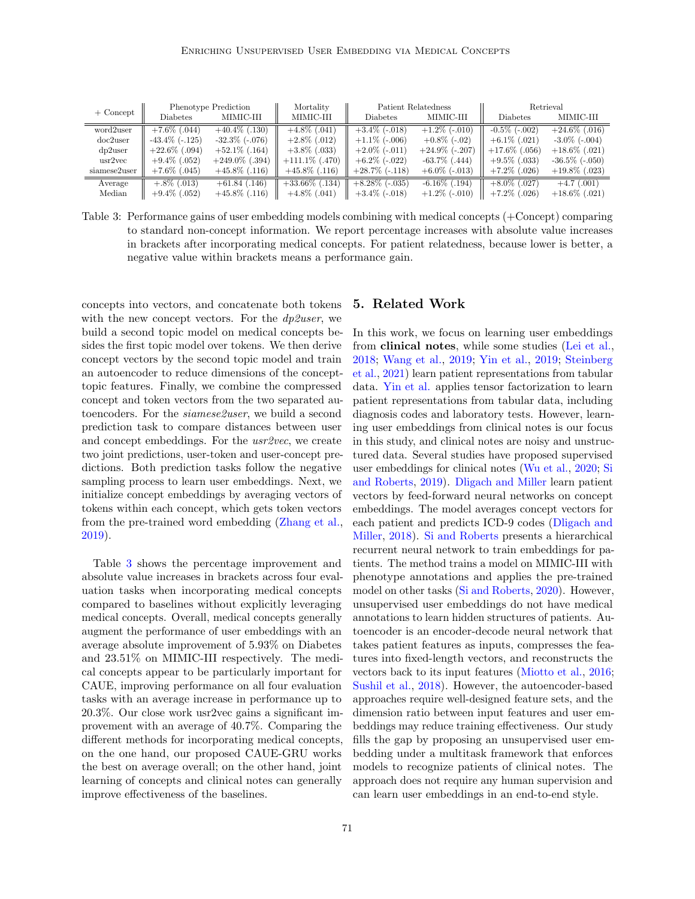| + Concept | Phenotype Prediction | | Mortality | Patient Relatedness | | Retrieval | |
|---|---|---|---|---|---|---|---|
| | Diabetes | MIMIC-III | MIMIC-III | Diabetes | MIMIC-III | Diabetes | MIMIC-III |
| word2user | +7.6% (.044) | +40.4% (.130) | +4.8% (.041) | +3.4% (-.018) | +1.2% (-.010) | -0.5% (-.002) | +24.6% (.016) |
| doc2user | -43.4% (-.125) | -32.3% (-.076) | +2.8% (.012) | +1.1% (-.006) | +0.8% (-.02) | +6.1% (.021) | -3.0% (-.004) |
| dp2user | +22.6% (.094) | +52.1% (.164) | +3.8% (.033) | +2.0% (-.011) | +24.9% (-.207) | +17.6% (.056) | +18.6% (.021) |
| usr2vec | +9.4% (.052) | +249.0% (.394) | +111.1% (.470) | +6.2% (-.022) | -63.7% (.444) | +9.5% (.033) | -36.5% (-.050) |
| siamese2user | +7.6% (.045) | +45.8% (.116) | +45.8% (.116) | +28.7% (-.118) | +6.0% (-.013) | +7.2% (.026) | +19.8% (.023) |
| Average | +.8% (.013) | +61.84 (.146) | +33.66% (.134) | +8.28% (-.035) | -6.16% (.194) | +8.0% (.027) | +4.7 (.001) |
| Median | +9.4% (.052) | +45.8% (.116) | +4.8% (.041) | +3.4% (-.018) | +1.2% (-.010) | +7.2% (.026) | +18.6% (.021) |

Table 3: Performance gains of user embedding models combining with medical concepts (+Concept) comparing to standard non-concept information. We report percentage increases with absolute value increases in brackets after incorporating medical concepts. For patient relatedness, because lower is better, a negative value within brackets means a performance gain.

concepts into vectors, and concatenate both tokens with the new concept vectors. For the *dp2user*, we build a second topic model on medical concepts besides the first topic model over tokens. We then derive concept vectors by the second topic model and train an autoencoder to reduce dimensions of the concept-topic features. Finally, we combine the compressed concept and token vectors from the two separated autoencoders. For the *siamese2user*, we build a second prediction task to compare distances between user and concept embeddings. For the *usr2vec*, we create two joint predictions, user-token and user-concept predictions. Both prediction tasks follow the negative sampling process to learn user embeddings. Next, we initialize concept embeddings by averaging vectors of tokens within each concept, which gets token vectors from the pre-trained word embedding (Zhang et al., 2019).

Table 3 shows the percentage improvement and absolute value increases in brackets across four evaluation tasks when incorporating medical concepts compared to baselines without explicitly leveraging medical concepts. Overall, medical concepts generally augment the performance of user embeddings with an average absolute improvement of 5.93% on Diabetes and 23.51% on MIMIC-III respectively. The medical concepts appear to be particularly important for CAUE, improving performance on all four evaluation tasks with an average increase in performance up to 20.3%. Our close work usr2vec gains a significant improvement with an average of 40.7%. Comparing the different methods for incorporating medical concepts, on the one hand, our proposed CAUE-GRU works the best on average overall; on the other hand, joint learning of concepts and clinical notes can generally improve effectiveness of the baselines.

## 5. Related Work

In this work, we focus on learning user embeddings from **clinical notes**, while some studies (Lei et al., 2018; Wang et al., 2019; Yin et al., 2019; Steinberg et al., 2021) learn patient representations from tabular data. Yin et al. applies tensor factorization to learn patient representations from tabular data, including diagnosis codes and laboratory tests. However, learning user embeddings from clinical notes is our focus in this study, and clinical notes are noisy and unstructured data. Several studies have proposed supervised user embeddings for clinical notes (Wu et al., 2020; Si and Roberts, 2019). Dligach and Miller learn patient vectors by feed-forward neural networks on concept embeddings. The model averages concept vectors for each patient and predicts ICD-9 codes (Dligach and Miller, 2018). Si and Roberts presents a hierarchical recurrent neural network to train embeddings for patients. The method trains a model on MIMIC-III with phenotype annotations and applies the pre-trained model on other tasks (Si and Roberts, 2020). However, unsupervised user embeddings do not have medical annotations to learn hidden structures of patients. Autoencoder is an encoder-decode neural network that takes patient features as inputs, compresses the features into fixed-length vectors, and reconstructs the vectors back to its input features (Miotto et al., 2016; Sushil et al., 2018). However, the autoencoder-based approaches require well-designed feature sets, and the dimension ratio between input features and user embeddings may reduce training effectiveness. Our study fills the gap by proposing an unsupervised user embedding under a multitask framework that enforces models to recognize patients of clinical notes. The approach does not require any human supervision and can learn user embeddings in an end-to-end style.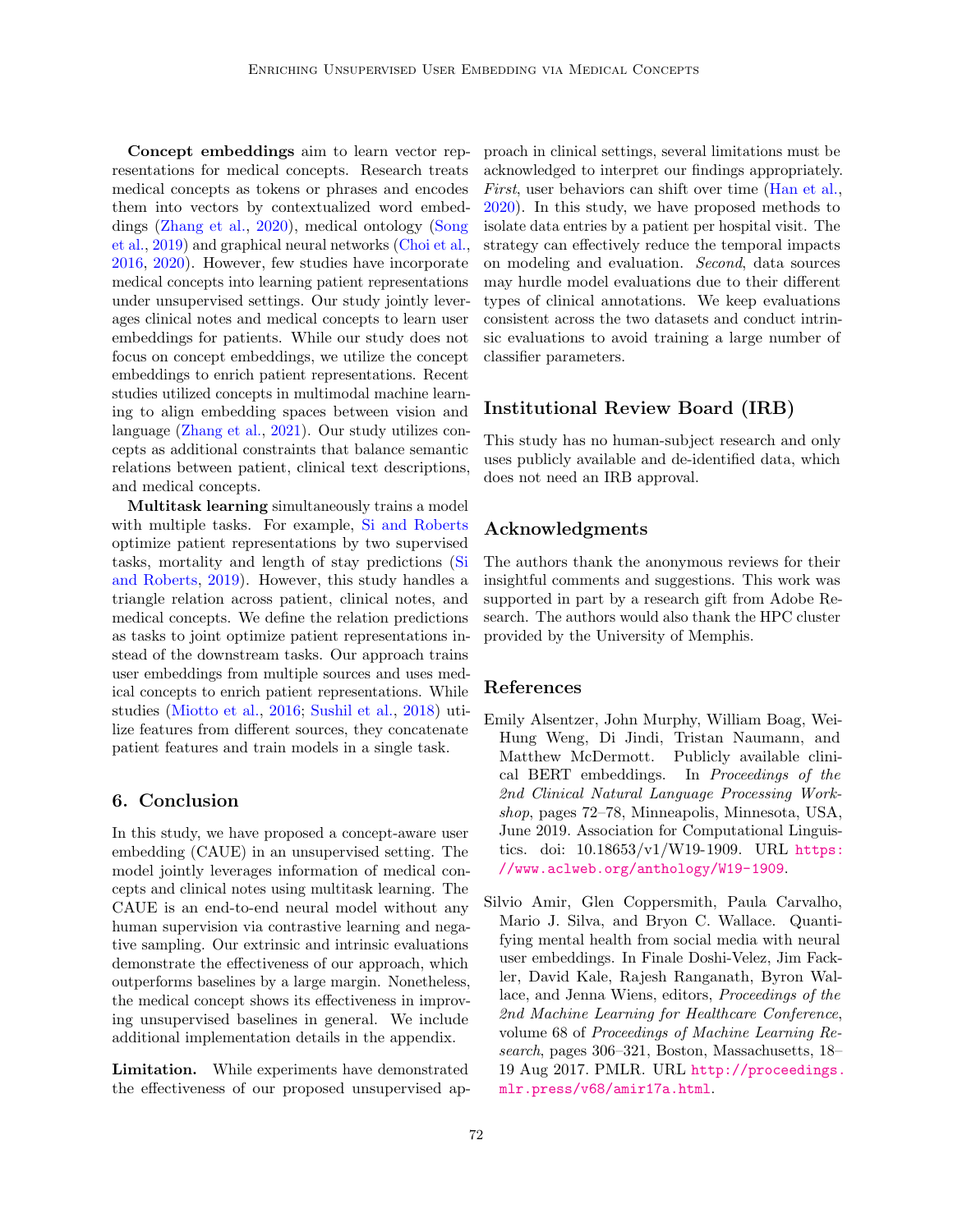**Concept embeddings** aim to learn vector representations for medical concepts. Research treats medical concepts as tokens or phrases and encodes them into vectors by contextualized word embeddings (Zhang et al., 2020), medical ontology (Song et al., 2019) and graphical neural networks (Choi et al., 2016, 2020). However, few studies have incorporate medical concepts into learning patient representations under unsupervised settings. Our study jointly leverages clinical notes and medical concepts to learn user embeddings for patients. While our study does not focus on concept embeddings, we utilize the concept embeddings to enrich patient representations. Recent studies utilized concepts in multimodal machine learning to align embedding spaces between vision and language (Zhang et al., 2021). Our study utilizes concepts as additional constraints that balance semantic relations between patient, clinical text descriptions, and medical concepts.

**Multitask learning** simultaneously trains a model with multiple tasks. For example, Si and Roberts optimize patient representations by two supervised tasks, mortality and length of stay predictions (Si and Roberts, 2019). However, this study handles a triangle relation across patient, clinical notes, and medical concepts. We define the relation predictions as tasks to joint optimize patient representations instead of the downstream tasks. Our approach trains user embeddings from multiple sources and uses medical concepts to enrich patient representations. While studies (Miotto et al., 2016; Sushil et al., 2018) utilize features from different sources, they concatenate patient features and train models in a single task.

## 6. Conclusion

In this study, we have proposed a concept-aware user embedding (CAUE) in an unsupervised setting. The model jointly leverages information of medical concepts and clinical notes using multitask learning. The CAUE is an end-to-end neural model without any human supervision via contrastive learning and negative sampling. Our extrinsic and intrinsic evaluations demonstrate the effectiveness of our approach, which outperforms baselines by a large margin. Nonetheless, the medical concept shows its effectiveness in improving unsupervised baselines in general. We include additional implementation details in the appendix.

**Limitation.** While experiments have demonstrated the effectiveness of our proposed unsupervised approach in clinical settings, several limitations must be acknowledged to interpret our findings appropriately. *First*, user behaviors can shift over time (Han et al., 2020). In this study, we have proposed methods to isolate data entries by a patient per hospital visit. The strategy can effectively reduce the temporal impacts on modeling and evaluation. *Second*, data sources may hurdle model evaluations due to their different types of clinical annotations. We keep evaluations consistent across the two datasets and conduct intrinsic evaluations to avoid training a large number of classifier parameters.

## Institutional Review Board (IRB)

This study has no human-subject research and only uses publicly available and de-identified data, which does not need an IRB approval.

## Acknowledgments

The authors thank the anonymous reviews for their insightful comments and suggestions. This work was supported in part by a research gift from Adobe Research. The authors would also thank the HPC cluster provided by the University of Memphis.

## References

Emily Alsentzer, John Murphy, William Boag, Wei-Hung Weng, Di Jindi, Tristan Naumann, and Matthew McDermott. Publicly available clinical BERT embeddings. In *Proceedings of the 2nd Clinical Natural Language Processing Workshop*, pages 72–78, Minneapolis, Minnesota, USA, June 2019. Association for Computational Linguistics. doi: 10.18653/v1/W19-1909. URL https://www.aclweb.org/anthology/W19-1909.

Silvio Amir, Glen Coppersmith, Paula Carvalho, Mario J. Silva, and Bryon C. Wallace. Quantifying mental health from social media with neural user embeddings. In Finale Doshi-Velez, Jim Fackler, David Kale, Rajesh Ranganath, Byron Wallace, and Jenna Wiens, editors, *Proceedings of the 2nd Machine Learning for Healthcare Conference*, volume 68 of *Proceedings of Machine Learning Research*, pages 306–321, Boston, Massachusetts, 18–19 Aug 2017. PMLR. URL http://proceedings.mlr.press/v68/amir17a.html.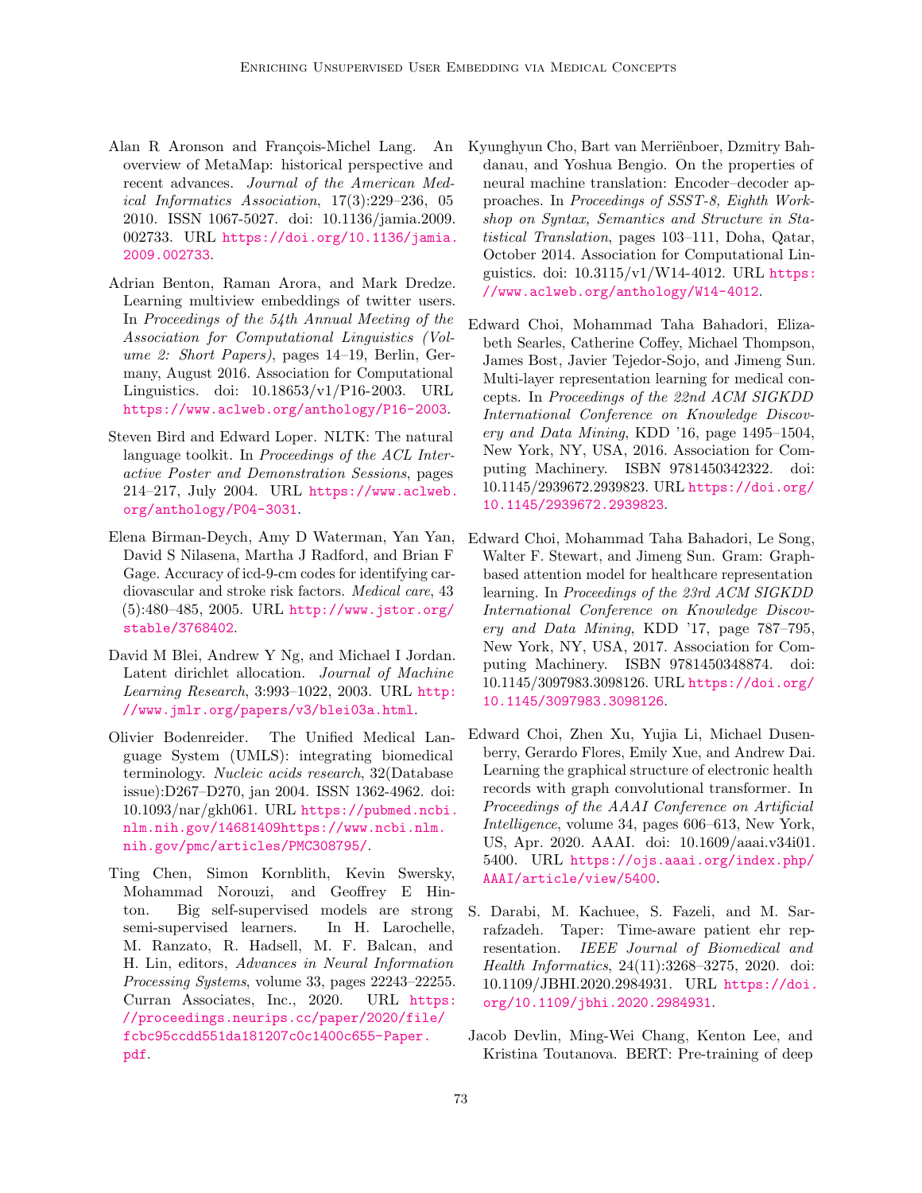Alan R Aronson and François-Michel Lang. An overview of MetaMap: historical perspective and recent advances. *Journal of the American Medical Informatics Association*, 17(3):229–236, 05 2010. ISSN 1067-5027. doi: 10.1136/jamia.2009.002733. URL https://doi.org/10.1136/jamia.2009.002733.

Adrian Benton, Raman Arora, and Mark Dredze. Learning multiview embeddings of twitter users. In *Proceedings of the 54th Annual Meeting of the Association for Computational Linguistics (Volume 2: Short Papers)*, pages 14–19, Berlin, Germany, August 2016. Association for Computational Linguistics. doi: 10.18653/v1/P16-2003. URL https://www.aclweb.org/anthology/P16-2003.

Steven Bird and Edward Loper. NLTK: The natural language toolkit. In *Proceedings of the ACL Interactive Poster and Demonstration Sessions*, pages 214–217, July 2004. URL https://www.aclweb.org/anthology/P04-3031.

Elena Birman-Deych, Amy D Waterman, Yan Yan, David S Nilasena, Martha J Radford, and Brian F Gage. Accuracy of icd-9-cm codes for identifying cardiovascular and stroke risk factors. *Medical care*, 43 (5):480–485, 2005. URL http://www.jstor.org/stable/3768402.

David M Blei, Andrew Y Ng, and Michael I Jordan. Latent dirichlet allocation. *Journal of Machine Learning Research*, 3:993–1022, 2003. URL http://www.jmlr.org/papers/v3/blei03a.html.

Olivier Bodenreider. The Unified Medical Language System (UMLS): integrating biomedical terminology. *Nucleic acids research*, 32(Database issue):D267–D270, jan 2004. ISSN 1362-4962. doi: 10.1093/nar/gkh061. URL https://pubmed.ncbi.nlm.nih.gov/14681409https://www.ncbi.nlm.nih.gov/pmc/articles/PMC308795/.

Ting Chen, Simon Kornblith, Kevin Swersky, Mohammad Norouzi, and Geoffrey E Hinton. Big self-supervised models are strong semi-supervised learners. In H. Larochelle, M. Ranzato, R. Hadsell, M. F. Balcan, and H. Lin, editors, *Advances in Neural Information Processing Systems*, volume 33, pages 22243–22255. Curran Associates, Inc., 2020. URL https://proceedings.neurips.cc/paper/2020/file/fcbc95ccdd551da181207c0c1400c655-Paper.pdf.

Kyunghyun Cho, Bart van Merriënboer, Dzmitry Bahdanau, and Yoshua Bengio. On the properties of neural machine translation: Encoder–decoder approaches. In *Proceedings of SSST-8, Eighth Workshop on Syntax, Semantics and Structure in Statistical Translation*, pages 103–111, Doha, Qatar, October 2014. Association for Computational Linguistics. doi: 10.3115/v1/W14-4012. URL https://www.aclweb.org/anthology/W14-4012.

Edward Choi, Mohammad Taha Bahadori, Elizabeth Searles, Catherine Coffey, Michael Thompson, James Bost, Javier Tejedor-Sojo, and Jimeng Sun. Multi-layer representation learning for medical concepts. In *Proceedings of the 22nd ACM SIGKDD International Conference on Knowledge Discovery and Data Mining*, KDD '16, page 1495–1504, New York, NY, USA, 2016. Association for Computing Machinery. ISBN 9781450342322. doi: 10.1145/2939672.2939823. URL https://doi.org/10.1145/2939672.2939823.

Edward Choi, Mohammad Taha Bahadori, Le Song, Walter F. Stewart, and Jimeng Sun. Gram: Graph-based attention model for healthcare representation learning. In *Proceedings of the 23rd ACM SIGKDD International Conference on Knowledge Discovery and Data Mining*, KDD '17, page 787–795, New York, NY, USA, 2017. Association for Computing Machinery. ISBN 9781450348874. doi: 10.1145/3097983.3098126. URL https://doi.org/10.1145/3097983.3098126.

Edward Choi, Zhen Xu, Yujia Li, Michael Dusenberry, Gerardo Flores, Emily Xue, and Andrew Dai. Learning the graphical structure of electronic health records with graph convolutional transformer. In *Proceedings of the AAAI Conference on Artificial Intelligence*, volume 34, pages 606–613, New York, US, Apr. 2020. AAAI. doi: 10.1609/aaai.v34i01.5400. URL https://ojs.aaai.org/index.php/AAAI/article/view/5400.

S. Darabi, M. Kachuee, S. Fazeli, and M. Sarrafzadeh. Taper: Time-aware patient ehr representation. *IEEE Journal of Biomedical and Health Informatics*, 24(11):3268–3275, 2020. doi: 10.1109/JBHI.2020.2984931. URL https://doi.org/10.1109/jbhi.2020.2984931.

Jacob Devlin, Ming-Wei Chang, Kenton Lee, and Kristina Toutanova. BERT: Pre-training of deep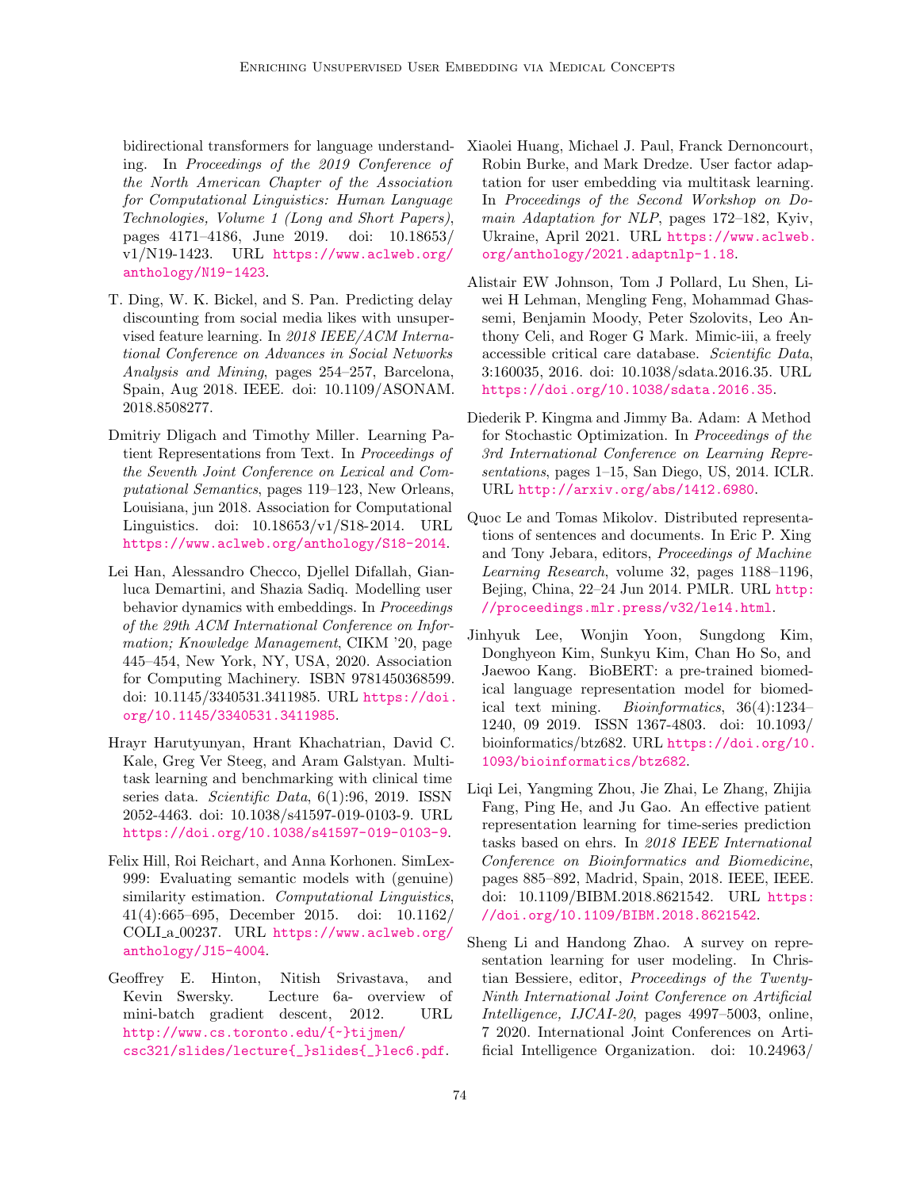bidirectional transformers for language understanding. In *Proceedings of the 2019 Conference of the North American Chapter of the Association for Computational Linguistics: Human Language Technologies, Volume 1 (Long and Short Papers)*, pages 4171–4186, June 2019. doi: 10.18653/v1/N19-1423. URL https://www.aclweb.org/anthology/N19-1423.

T. Ding, W. K. Bickel, and S. Pan. Predicting delay discounting from social media likes with unsupervised feature learning. In *2018 IEEE/ACM International Conference on Advances in Social Networks Analysis and Mining*, pages 254–257, Barcelona, Spain, Aug 2018. IEEE. doi: 10.1109/ASONAM.2018.8508277.

Dmitriy Dligach and Timothy Miller. Learning Patient Representations from Text. In *Proceedings of the Seventh Joint Conference on Lexical and Computational Semantics*, pages 119–123, New Orleans, Louisiana, jun 2018. Association for Computational Linguistics. doi: 10.18653/v1/S18-2014. URL https://www.aclweb.org/anthology/S18-2014.

Lei Han, Alessandro Checco, Djellel Difallah, Gianluca Demartini, and Shazia Sadiq. Modelling user behavior dynamics with embeddings. In *Proceedings of the 29th ACM International Conference on Information; Knowledge Management*, CIKM '20, page 445–454, New York, NY, USA, 2020. Association for Computing Machinery. ISBN 9781450368599. doi: 10.1145/3340531.3411985. URL https://doi.org/10.1145/3340531.3411985.

Hrayr Harutyunyan, Hrant Khachatrian, David C. Kale, Greg Ver Steeg, and Aram Galstyan. Multitask learning and benchmarking with clinical time series data. *Scientific Data*, 6(1):96, 2019. ISSN 2052-4463. doi: 10.1038/s41597-019-0103-9. URL https://doi.org/10.1038/s41597-019-0103-9.

Felix Hill, Roi Reichart, and Anna Korhonen. SimLex-999: Evaluating semantic models with (genuine) similarity estimation. *Computational Linguistics*, 41(4):665–695, December 2015. doi: 10.1162/COLI_a_00237. URL https://www.aclweb.org/anthology/J15-4004.

Geoffrey E. Hinton, Nitish Srivastava, and Kevin Swersky. Lecture 6a- overview of mini-batch gradient descent, 2012. URL http://www.cs.toronto.edu/{~}tijmen/csc321/slides/lecture{_}slides{_}lec6.pdf.

Xiaolei Huang, Michael J. Paul, Franck Dernoncourt, Robin Burke, and Mark Dredze. User factor adaptation for user embedding via multitask learning. In *Proceedings of the Second Workshop on Domain Adaptation for NLP*, pages 172–182, Kyiv, Ukraine, April 2021. URL https://www.aclweb.org/anthology/2021.adaptnlp-1.18.

Alistair EW Johnson, Tom J Pollard, Lu Shen, Liwei H Lehman, Mengling Feng, Mohammad Ghassemi, Benjamin Moody, Peter Szolovits, Leo Anthony Celi, and Roger G Mark. Mimic-iii, a freely accessible critical care database. *Scientific Data*, 3:160035, 2016. doi: 10.1038/sdata.2016.35. URL https://doi.org/10.1038/sdata.2016.35.

Diederik P. Kingma and Jimmy Ba. Adam: A Method for Stochastic Optimization. In *Proceedings of the 3rd International Conference on Learning Representations*, pages 1–15, San Diego, US, 2014. ICLR. URL http://arxiv.org/abs/1412.6980.

Quoc Le and Tomas Mikolov. Distributed representations of sentences and documents. In Eric P. Xing and Tony Jebara, editors, *Proceedings of Machine Learning Research*, volume 32, pages 1188–1196, Bejing, China, 22–24 Jun 2014. PMLR. URL http://proceedings.mlr.press/v32/le14.html.

Jinhyuk Lee, Wonjin Yoon, Sungdong Kim, Donghyeon Kim, Sunkyu Kim, Chan Ho So, and Jaewoo Kang. BioBERT: a pre-trained biomedical language representation model for biomedical text mining. *Bioinformatics*, 36(4):1234–1240, 09 2019. ISSN 1367-4803. doi: 10.1093/bioinformatics/btz682. URL https://doi.org/10.1093/bioinformatics/btz682.

Liqi Lei, Yangming Zhou, Jie Zhai, Le Zhang, Zhijia Fang, Ping He, and Ju Gao. An effective patient representation learning for time-series prediction tasks based on ehrs. In *2018 IEEE International Conference on Bioinformatics and Biomedicine*, pages 885–892, Madrid, Spain, 2018. IEEE, IEEE. doi: 10.1109/BIBM.2018.8621542. URL https://doi.org/10.1109/BIBM.2018.8621542.

Sheng Li and Handong Zhao. A survey on representation learning for user modeling. In Christian Bessiere, editor, *Proceedings of the Twenty-Ninth International Joint Conference on Artificial Intelligence, IJCAI-20*, pages 4997–5003, online, 7 2020. International Joint Conferences on Artificial Intelligence Organization. doi: 10.24963/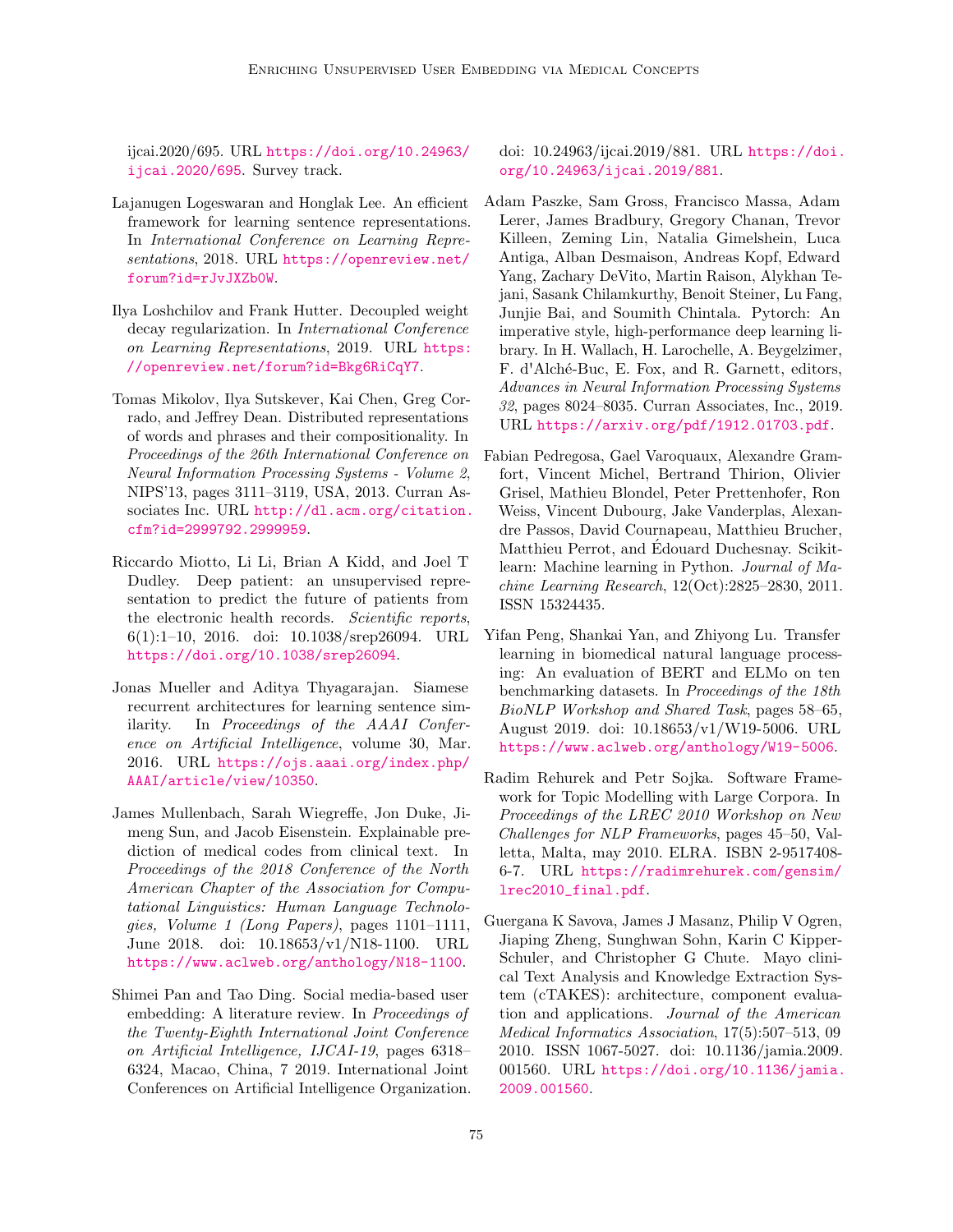ijcai.2020/695. URL https://doi.org/10.24963/ijcai.2020/695. Survey track.

Lajanugen Logeswaran and Honglak Lee. An efficient framework for learning sentence representations. In *International Conference on Learning Representations*, 2018. URL https://openreview.net/forum?id=rJvJXZb0W.

Ilya Loshchilov and Frank Hutter. Decoupled weight decay regularization. In *International Conference on Learning Representations*, 2019. URL https://openreview.net/forum?id=Bkg6RiCqY7.

Tomas Mikolov, Ilya Sutskever, Kai Chen, Greg Corrado, and Jeffrey Dean. Distributed representations of words and phrases and their compositionality. In *Proceedings of the 26th International Conference on Neural Information Processing Systems - Volume 2*, NIPS'13, pages 3111–3119, USA, 2013. Curran Associates Inc. URL http://dl.acm.org/citation.cfm?id=2999792.2999959.

Riccardo Miotto, Li Li, Brian A Kidd, and Joel T Dudley. Deep patient: an unsupervised representation to predict the future of patients from the electronic health records. *Scientific reports*, 6(1):1–10, 2016. doi: 10.1038/srep26094. URL https://doi.org/10.1038/srep26094.

Jonas Mueller and Aditya Thyagarajan. Siamese recurrent architectures for learning sentence similarity. In *Proceedings of the AAAI Conference on Artificial Intelligence*, volume 30, Mar. 2016. URL https://ojs.aaai.org/index.php/AAAI/article/view/10350.

James Mullenbach, Sarah Wiegreffe, Jon Duke, Jimeng Sun, and Jacob Eisenstein. Explainable prediction of medical codes from clinical text. In *Proceedings of the 2018 Conference of the North American Chapter of the Association for Computational Linguistics: Human Language Technologies, Volume 1 (Long Papers)*, pages 1101–1111, June 2018. doi: 10.18653/v1/N18-1100. URL https://www.aclweb.org/anthology/N18-1100.

Shimei Pan and Tao Ding. Social media-based user embedding: A literature review. In *Proceedings of the Twenty-Eighth International Joint Conference on Artificial Intelligence, IJCAI-19*, pages 6318–6324, Macao, China, 7 2019. International Joint Conferences on Artificial Intelligence Organization. doi: 10.24963/ijcai.2019/881. URL https://doi.org/10.24963/ijcai.2019/881.

Adam Paszke, Sam Gross, Francisco Massa, Adam Lerer, James Bradbury, Gregory Chanan, Trevor Killeen, Zeming Lin, Natalia Gimelshein, Luca Antiga, Alban Desmaison, Andreas Kopf, Edward Yang, Zachary DeVito, Martin Raison, Alykhan Tejani, Sasank Chilamkurthy, Benoit Steiner, Lu Fang, Junjie Bai, and Soumith Chintala. Pytorch: An imperative style, high-performance deep learning library. In H. Wallach, H. Larochelle, A. Beygelzimer, F. d'Alché-Buc, E. Fox, and R. Garnett, editors, *Advances in Neural Information Processing Systems 32*, pages 8024–8035. Curran Associates, Inc., 2019. URL https://arxiv.org/pdf/1912.01703.pdf.

Fabian Pedregosa, Gael Varoquaux, Alexandre Gramfort, Vincent Michel, Bertrand Thirion, Olivier Grisel, Mathieu Blondel, Peter Prettenhofer, Ron Weiss, Vincent Dubourg, Jake Vanderplas, Alexandre Passos, David Cournapeau, Matthieu Brucher, Matthieu Perrot, and Édouard Duchesnay. Scikit-learn: Machine learning in Python. *Journal of Machine Learning Research*, 12(Oct):2825–2830, 2011. ISSN 15324435.

Yifan Peng, Shankai Yan, and Zhiyong Lu. Transfer learning in biomedical natural language processing: An evaluation of BERT and ELMo on ten benchmarking datasets. In *Proceedings of the 18th BioNLP Workshop and Shared Task*, pages 58–65, August 2019. doi: 10.18653/v1/W19-5006. URL https://www.aclweb.org/anthology/W19-5006.

Radim Rehurek and Petr Sojka. Software Framework for Topic Modelling with Large Corpora. In *Proceedings of the LREC 2010 Workshop on New Challenges for NLP Frameworks*, pages 45–50, Valletta, Malta, may 2010. ELRA. ISBN 2-9517408-6-7. URL https://radimrehurek.com/gensim/lrec2010_final.pdf.

Guergana K Savova, James J Masanz, Philip V Ogren, Jiaping Zheng, Sunghwan Sohn, Karin C Kipper-Schuler, and Christopher G Chute. Mayo clinical Text Analysis and Knowledge Extraction System (cTAKES): architecture, component evaluation and applications. *Journal of the American Medical Informatics Association*, 17(5):507–513, 09 2010. ISSN 1067-5027. doi: 10.1136/jamia.2009.001560. URL https://doi.org/10.1136/jamia.2009.001560.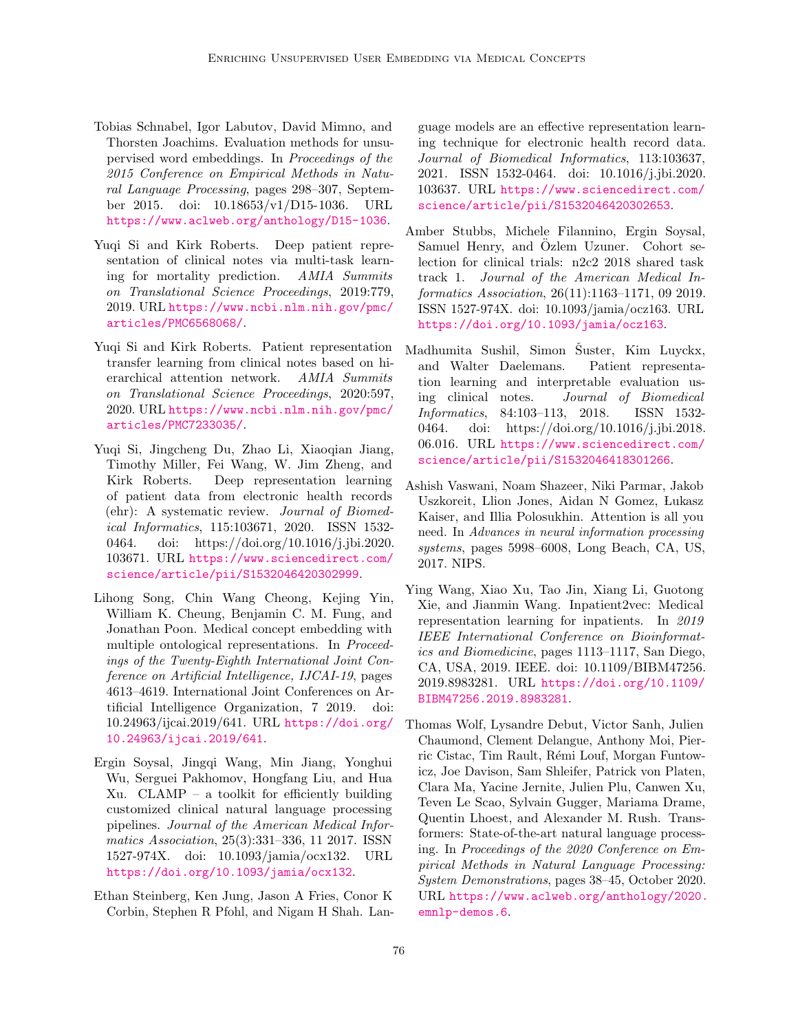Tobias Schnabel, Igor Labutov, David Mimno, and Thorsten Joachims. Evaluation methods for unsupervised word embeddings. In *Proceedings of the 2015 Conference on Empirical Methods in Natural Language Processing*, pages 298–307, September 2015. doi: 10.18653/v1/D15-1036. URL https://www.aclweb.org/anthology/D15-1036.

Yuqi Si and Kirk Roberts. Deep patient representation of clinical notes via multi-task learning for mortality prediction. *AMIA Summits on Translational Science Proceedings*, 2019:779, 2019. URL https://www.ncbi.nlm.nih.gov/pmc/articles/PMC6568068/.

Yuqi Si and Kirk Roberts. Patient representation transfer learning from clinical notes based on hierarchical attention network. *AMIA Summits on Translational Science Proceedings*, 2020:597, 2020. URL https://www.ncbi.nlm.nih.gov/pmc/articles/PMC7233035/.

Yuqi Si, Jingcheng Du, Zhao Li, Xiaoqian Jiang, Timothy Miller, Fei Wang, W. Jim Zheng, and Kirk Roberts. Deep representation learning of patient data from electronic health records (ehr): A systematic review. *Journal of Biomedical Informatics*, 115:103671, 2020. ISSN 1532-0464. doi: https://doi.org/10.1016/j.jbi.2020.103671. URL https://www.sciencedirect.com/science/article/pii/S1532046420302999.

Lihong Song, Chin Wang Cheong, Kejing Yin, William K. Cheung, Benjamin C. M. Fung, and Jonathan Poon. Medical concept embedding with multiple ontological representations. In *Proceedings of the Twenty-Eighth International Joint Conference on Artificial Intelligence, IJCAI-19*, pages 4613–4619. International Joint Conferences on Artificial Intelligence Organization, 7 2019. doi: 10.24963/ijcai.2019/641. URL https://doi.org/10.24963/ijcai.2019/641.

Ergin Soysal, Jingqi Wang, Min Jiang, Yonghui Wu, Serguei Pakhomov, Hongfang Liu, and Hua Xu. CLAMP – a toolkit for efficiently building customized clinical natural language processing pipelines. *Journal of the American Medical Informatics Association*, 25(3):331–336, 11 2017. ISSN 1527-974X. doi: 10.1093/jamia/ocx132. URL https://doi.org/10.1093/jamia/ocx132.

Ethan Steinberg, Ken Jung, Jason A Fries, Conor K Corbin, Stephen R Pfohl, and Nigam H Shah. Language models are an effective representation learning technique for electronic health record data. *Journal of Biomedical Informatics*, 113:103637, 2021. ISSN 1532-0464. doi: 10.1016/j.jbi.2020.103637. URL https://www.sciencedirect.com/science/article/pii/S1532046420302653.

Amber Stubbs, Michele Filannino, Ergin Soysal, Samuel Henry, and Özlem Uzuner. Cohort selection for clinical trials: n2c2 2018 shared task track 1. *Journal of the American Medical Informatics Association*, 26(11):1163–1171, 09 2019. ISSN 1527-974X. doi: 10.1093/jamia/ocz163. URL https://doi.org/10.1093/jamia/ocz163.

Madhumita Sushil, Simon Šuster, Kim Luyckx, and Walter Daelemans. Patient representation learning and interpretable evaluation using clinical notes. *Journal of Biomedical Informatics*, 84:103–113, 2018. ISSN 1532-0464. doi: https://doi.org/10.1016/j.jbi.2018.06.016. URL https://www.sciencedirect.com/science/article/pii/S1532046418301266.

Ashish Vaswani, Noam Shazeer, Niki Parmar, Jakob Uszkoreit, Llion Jones, Aidan N Gomez, Łukasz Kaiser, and Illia Polosukhin. Attention is all you need. In *Advances in neural information processing systems*, pages 5998–6008, Long Beach, CA, US, 2017. NIPS.

Ying Wang, Xiao Xu, Tao Jin, Xiang Li, Guotong Xie, and Jianmin Wang. Inpatient2vec: Medical representation learning for inpatients. In *2019 IEEE International Conference on Bioinformatics and Biomedicine*, pages 1113–1117, San Diego, CA, USA, 2019. IEEE. doi: 10.1109/BIBM47256.2019.8983281. URL https://doi.org/10.1109/BIBM47256.2019.8983281.

Thomas Wolf, Lysandre Debut, Victor Sanh, Julien Chaumond, Clement Delangue, Anthony Moi, Pierric Cistac, Tim Rault, Rémi Louf, Morgan Funtowicz, Joe Davison, Sam Shleifer, Patrick von Platen, Clara Ma, Yacine Jernite, Julien Plu, Canwen Xu, Teven Le Scao, Sylvain Gugger, Mariama Drame, Quentin Lhoest, and Alexander M. Rush. Transformers: State-of-the-art natural language processing. In *Proceedings of the 2020 Conference on Empirical Methods in Natural Language Processing: System Demonstrations*, pages 38–45, October 2020. URL https://www.aclweb.org/anthology/2020.emnlp-demos.6.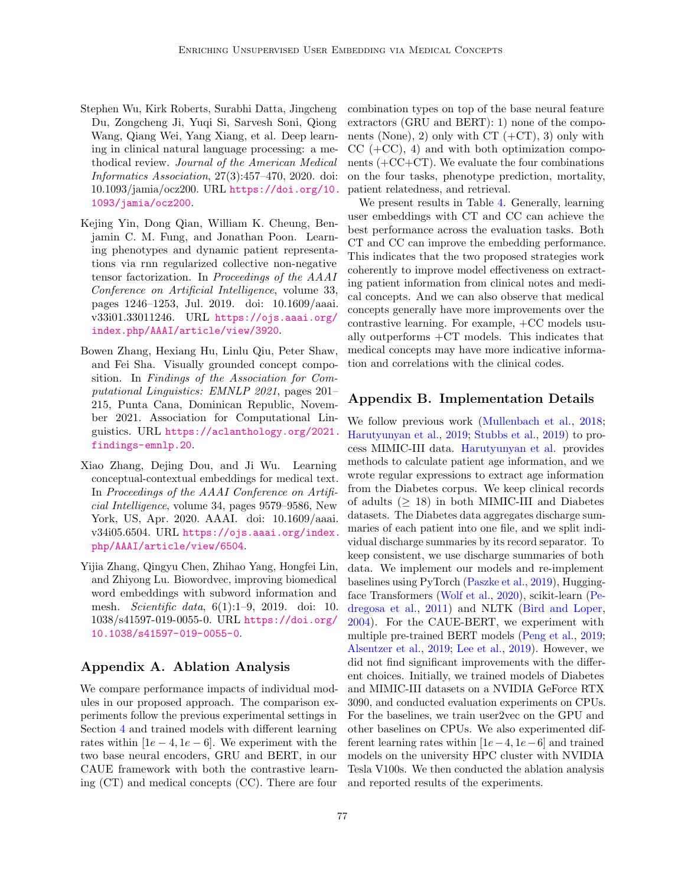Stephen Wu, Kirk Roberts, Surabhi Datta, Jingcheng Du, Zongcheng Ji, Yuqi Si, Sarvesh Soni, Qiong Wang, Qiang Wei, Yang Xiang, et al. Deep learning in clinical natural language processing: a methodical review. *Journal of the American Medical Informatics Association*, 27(3):457–470, 2020. doi: 10.1093/jamia/ocz200. URL https://doi.org/10.1093/jamia/ocz200.

Kejing Yin, Dong Qian, William K. Cheung, Benjamin C. M. Fung, and Jonathan Poon. Learning phenotypes and dynamic patient representations via rnn regularized collective non-negative tensor factorization. In *Proceedings of the AAAI Conference on Artificial Intelligence*, volume 33, pages 1246–1253, Jul. 2019. doi: 10.1609/aaai.v33i01.33011246. URL https://ojs.aaai.org/index.php/AAAI/article/view/3920.

Bowen Zhang, Hexiang Hu, Linlu Qiu, Peter Shaw, and Fei Sha. Visually grounded concept composition. In *Findings of the Association for Computational Linguistics: EMNLP 2021*, pages 201–215, Punta Cana, Dominican Republic, November 2021. Association for Computational Linguistics. URL https://aclanthology.org/2021.findings-emnlp.20.

Xiao Zhang, Dejing Dou, and Ji Wu. Learning conceptual-contextual embeddings for medical text. In *Proceedings of the AAAI Conference on Artificial Intelligence*, volume 34, pages 9579–9586, New York, US, Apr. 2020. AAAI. doi: 10.1609/aaai.v34i05.6504. URL https://ojs.aaai.org/index.php/AAAI/article/view/6504.

Yijia Zhang, Qingyu Chen, Zhihao Yang, Hongfei Lin, and Zhiyong Lu. Biowordvec, improving biomedical word embeddings with subword information and mesh. *Scientific data*, 6(1):1–9, 2019. doi: 10.1038/s41597-019-0055-0. URL https://doi.org/10.1038/s41597-019-0055-0.

## Appendix A. Ablation Analysis

We compare performance impacts of individual modules in our proposed approach. The comparison experiments follow the previous experimental settings in Section 4 and trained models with different learning rates within $[1e-4, 1e-6]$. We experiment with the two base neural encoders, GRU and BERT, in our CAUE framework with both the contrastive learning (CT) and medical concepts (CC). There are four combination types on top of the base neural feature extractors (GRU and BERT): 1) none of the components (None), 2) only with CT (+CT), 3) only with CC (+CC), 4) and with both optimization components (+CC+CT). We evaluate the four combinations on the four tasks, phenotype prediction, mortality, patient relatedness, and retrieval.

We present results in Table 4. Generally, learning user embeddings with CT and CC can achieve the best performance across the evaluation tasks. Both CT and CC can improve the embedding performance. This indicates that the two proposed strategies work coherently to improve model effectiveness on extracting patient information from clinical notes and medical concepts. And we can also observe that medical concepts generally have more improvements over the contrastive learning. For example, +CC models usually outperforms +CT models. This indicates that medical concepts may have more indicative information and correlations with the clinical codes.

## Appendix B. Implementation Details

We follow previous work (Mullenbach et al., 2018; Harutyunyan et al., 2019; Stubbs et al., 2019) to process MIMIC-III data. Harutyunyan et al. provides methods to calculate patient age information, and we wrote regular expressions to extract age information from the Diabetes corpus. We keep clinical records of adults ($\geq$ 18) in both MIMIC-III and Diabetes datasets. The Diabetes data aggregates discharge summaries of each patient into one file, and we split individual discharge summaries by its record separator. To keep consistent, we use discharge summaries of both data. We implement our models and re-implement baselines using PyTorch (Paszke et al., 2019), Huggingface Transformers (Wolf et al., 2020), scikit-learn (Pedregosa et al., 2011) and NLTK (Bird and Loper, 2004). For the CAUE-BERT, we experiment with multiple pre-trained BERT models (Peng et al., 2019; Alsentzer et al., 2019; Lee et al., 2019). However, we did not find significant improvements with the different choices. Initially, we trained models of Diabetes and MIMIC-III datasets on a NVIDIA GeForce RTX 3090, and conducted evaluation experiments on CPUs. For the baselines, we train user2vec on the GPU and other baselines on CPUs. We also experimented different learning rates within $[1e-4, 1e-6]$ and trained models on the university HPC cluster with NVIDIA Tesla V100s. We then conducted the ablation analysis and reported results of the experiments.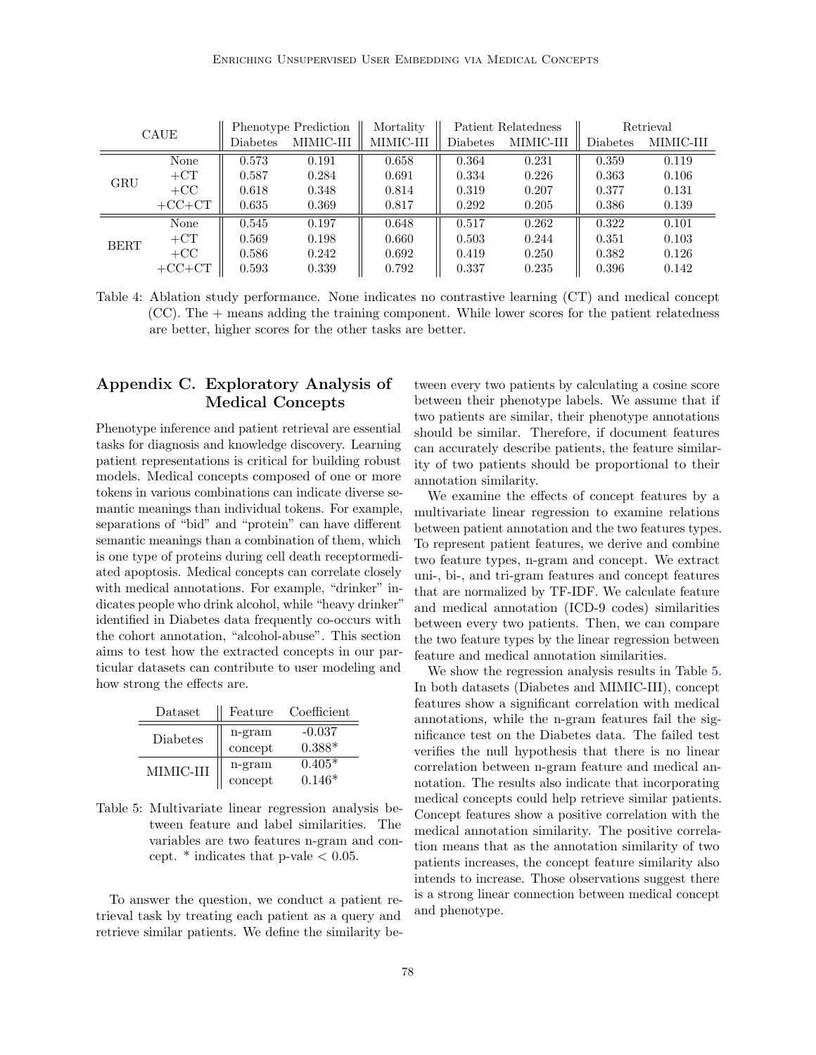| CAUE | | Phenotype Prediction | | Mortality | Patient Relatedness | | Retrieval | |
|---|---|---|---|---|---|---|---|---|
| | | Diabetes | MIMIC-III | MIMIC-III | Diabetes | MIMIC-III | Diabetes | MIMIC-III |
| GRU | None | 0.573 | 0.191 | 0.658 | 0.364 | 0.231 | 0.359 | 0.119 |
| | +CT | 0.587 | 0.284 | 0.691 | 0.334 | 0.226 | 0.363 | 0.106 |
| | +CC | 0.618 | 0.348 | 0.814 | 0.319 | 0.207 | 0.377 | 0.131 |
| | +CC+CT | 0.635 | 0.369 | 0.817 | 0.292 | 0.205 | 0.386 | 0.139 |
| BERT | None | 0.545 | 0.197 | 0.648 | 0.517 | 0.262 | 0.322 | 0.101 |
| | +CT | 0.569 | 0.198 | 0.660 | 0.503 | 0.244 | 0.351 | 0.103 |
| | +CC | 0.586 | 0.242 | 0.692 | 0.419 | 0.250 | 0.382 | 0.126 |
| | +CC+CT | 0.593 | 0.339 | 0.792 | 0.337 | 0.235 | 0.396 | 0.142 |

Table 4: Ablation study performance. None indicates no contrastive learning (CT) and medical concept (CC). The + means adding the training component. While lower scores for the patient relatedness are better, higher scores for the other tasks are better.

## Appendix C. Exploratory Analysis of Medical Concepts

Phenotype inference and patient retrieval are essential tasks for diagnosis and knowledge discovery. Learning patient representations is critical for building robust models. Medical concepts composed of one or more tokens in various combinations can indicate diverse semantic meanings than individual tokens. For example, separations of "bid" and "protein" can have different semantic meanings than a combination of them, which is one type of proteins during cell death receptormediated apoptosis. Medical concepts can correlate closely with medical annotations. For example, "drinker" indicates people who drink alcohol, while "heavy drinker" identified in Diabetes data frequently co-occurs with the cohort annotation, "alcohol-abuse". This section aims to test how the extracted concepts in our particular datasets can contribute to user modeling and how strong the effects are.

| Dataset | Feature | Coefficient |
|---|---|---|
| Diabetes | n-gram | -0.037 |
| | concept | 0.388* |
| MIMIC-III | n-gram | 0.405* |
| | concept | 0.146* |

Table 5: Multivariate linear regression analysis between feature and label similarities. The variables are two features n-gram and concept. * indicates that p-vale $< 0.05$.

To answer the question, we conduct a patient retrieval task by treating each patient as a query and retrieve similar patients. We define the similarity between every two patients by calculating a cosine score between their phenotype labels. We assume that if two patients are similar, their phenotype annotations should be similar. Therefore, if document features can accurately describe patients, the feature similarity of two patients should be proportional to their annotation similarity.

We examine the effects of concept features by a multivariate linear regression to examine relations between patient annotation and the two features types. To represent patient features, we derive and combine two feature types, n-gram and concept. We extract uni-, bi-, and tri-gram features and concept features that are normalized by TF-IDF. We calculate feature and medical annotation (ICD-9 codes) similarities between every two patients. Then, we can compare the two feature types by the linear regression between feature and medical annotation similarities.

We show the regression analysis results in Table 5. In both datasets (Diabetes and MIMIC-III), concept features show a significant correlation with medical annotations, while the n-gram features fail the significance test on the Diabetes data. The failed test verifies the null hypothesis that there is no linear correlation between n-gram feature and medical annotation. The results also indicate that incorporating medical concepts could help retrieve similar patients. Concept features show a positive correlation with the medical annotation similarity. The positive correlation means that as the annotation similarity of two patients increases, the concept feature similarity also intends to increase. Those observations suggest there is a strong linear connection between medical concept and phenotype.